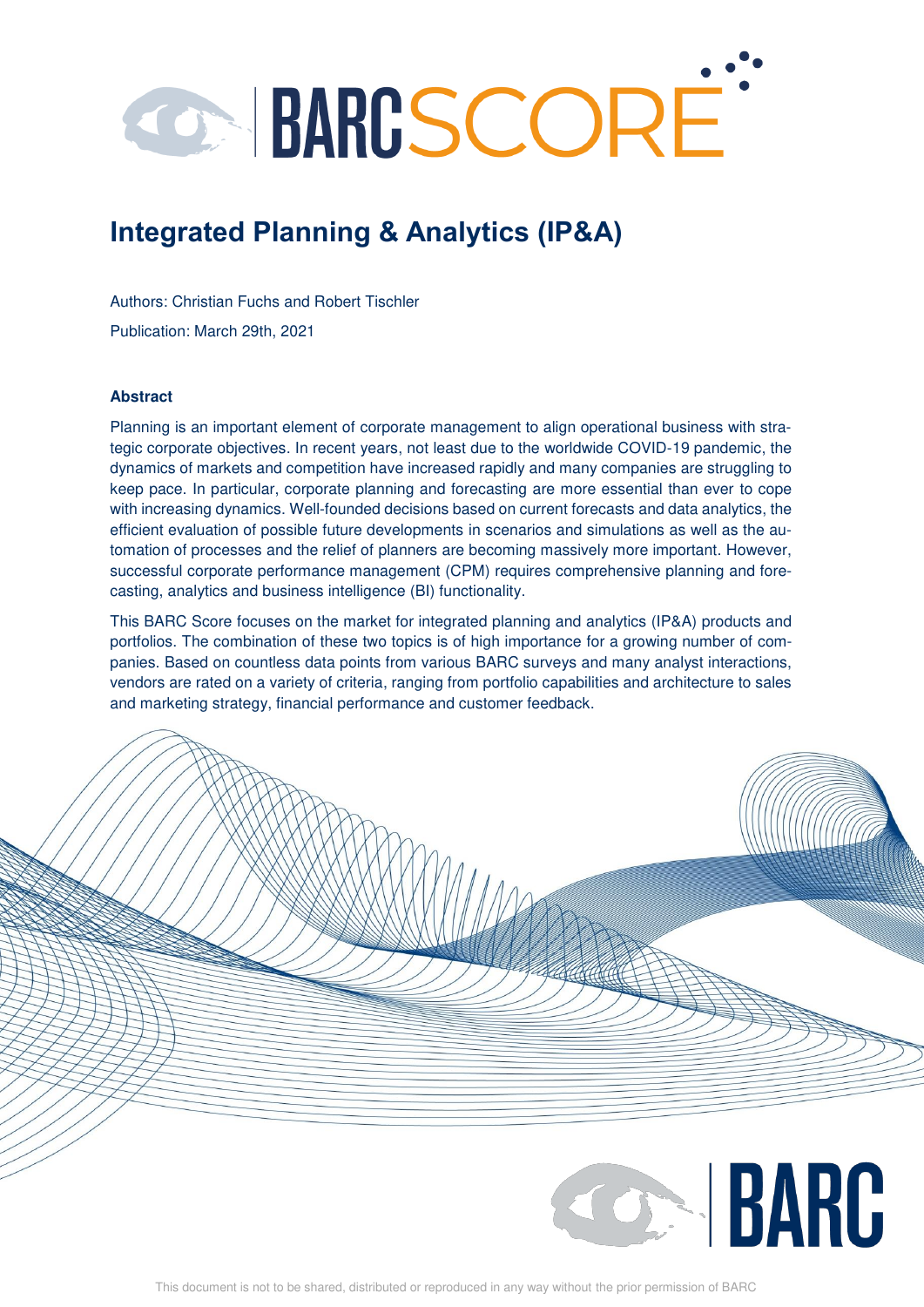# Integrated Planning & Analytics (IP&A)

Authors: Christian Fuchs and Robert Tischler

Publication: March 29th, 2021

### Abstract

Planning is an important element of corporate management to align operational business with strategic corporate objectives. In recent years, not least due to the worldwide COVID-19 pandemic, the dynamics of markets and competition have increased rapidly and many companies are struggling to keep pace. In particular, corporate planning and forecasting are more essential than ever to cope with increasing dynamics. Well-founded decisions based on current forecasts and data analytics, the efficient evaluation of possible future developments in scenarios and simulations as well as the automation of processes and the relief of planners are becoming massively more important. However, successful corporate performance management (CPM) requires comprehensive planning and forecasting, analytics and business intelligence (BI) functionality.

This BARC Score focuses on the market for integrated planning and analytics (IP&A) products and portfolios. The combination of these two topics is of high importance for a growing number of companies. Based on countless data points from various BARC surveys and many analyst interactions, vendors are rated on a variety of criteria, ranging from portfolio capabilities and architecture to sales and marketing strategy, financial performance and customer feedback.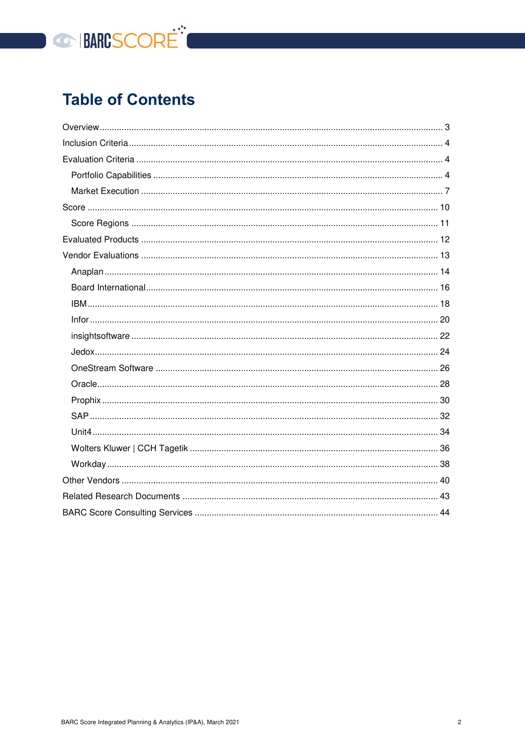# Table of Contents

- Overview ... 3
- Inclusion Criteria ... 4
- Evaluation Criteria ... 4
  - Portfolio Capabilities ... 4
  - Market Execution ... 7
- Score ... 10
  - Score Regions ... 11
- Evaluated Products ... 12
- Vendor Evaluations ... 13
  - Anaplan ... 14
  - Board International ... 16
  - IBM ... 18
  - Infor ... 20
  - insightsoftware ... 22
  - Jedox ... 24
  - OneStream Software ... 26
  - Oracle ... 28
  - Prophix ... 30
  - SAP ... 32
  - Unit4 ... 34
  - Wolters Kluwer | CCH Tagetik ... 36
  - Workday ... 38
- Other Vendors ... 40
- Related Research Documents ... 43
- BARC Score Consulting Services ... 44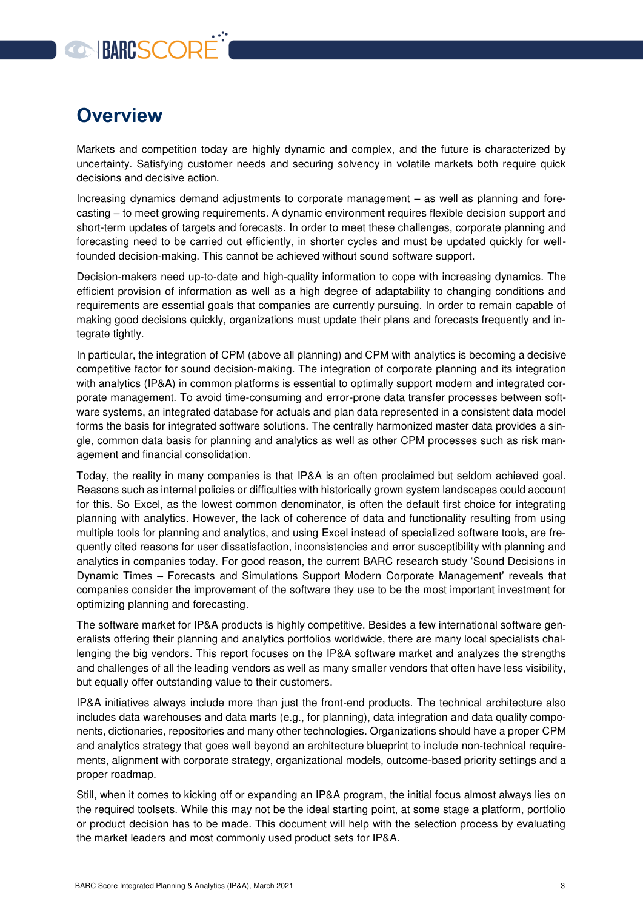# Overview

Markets and competition today are highly dynamic and complex, and the future is characterized by uncertainty. Satisfying customer needs and securing solvency in volatile markets both require quick decisions and decisive action.

Increasing dynamics demand adjustments to corporate management – as well as planning and forecasting – to meet growing requirements. A dynamic environment requires flexible decision support and short-term updates of targets and forecasts. In order to meet these challenges, corporate planning and forecasting need to be carried out efficiently, in shorter cycles and must be updated quickly for well-founded decision-making. This cannot be achieved without sound software support.

Decision-makers need up-to-date and high-quality information to cope with increasing dynamics. The efficient provision of information as well as a high degree of adaptability to changing conditions and requirements are essential goals that companies are currently pursuing. In order to remain capable of making good decisions quickly, organizations must update their plans and forecasts frequently and integrate tightly.

In particular, the integration of CPM (above all planning) and CPM with analytics is becoming a decisive competitive factor for sound decision-making. The integration of corporate planning and its integration with analytics (IP&A) in common platforms is essential to optimally support modern and integrated corporate management. To avoid time-consuming and error-prone data transfer processes between software systems, an integrated database for actuals and plan data represented in a consistent data model forms the basis for integrated software solutions. The centrally harmonized master data provides a single, common data basis for planning and analytics as well as other CPM processes such as risk management and financial consolidation.

Today, the reality in many companies is that IP&A is an often proclaimed but seldom achieved goal. Reasons such as internal policies or difficulties with historically grown system landscapes could account for this. So Excel, as the lowest common denominator, is often the default first choice for integrating planning with analytics. However, the lack of coherence of data and functionality resulting from using multiple tools for planning and analytics, and using Excel instead of specialized software tools, are frequently cited reasons for user dissatisfaction, inconsistencies and error susceptibility with planning and analytics in companies today. For good reason, the current BARC research study 'Sound Decisions in Dynamic Times – Forecasts and Simulations Support Modern Corporate Management' reveals that companies consider the improvement of the software they use to be the most important investment for optimizing planning and forecasting.

The software market for IP&A products is highly competitive. Besides a few international software generalists offering their planning and analytics portfolios worldwide, there are many local specialists challenging the big vendors. This report focuses on the IP&A software market and analyzes the strengths and challenges of all the leading vendors as well as many smaller vendors that often have less visibility, but equally offer outstanding value to their customers.

IP&A initiatives always include more than just the front-end products. The technical architecture also includes data warehouses and data marts (e.g., for planning), data integration and data quality components, dictionaries, repositories and many other technologies. Organizations should have a proper CPM and analytics strategy that goes well beyond an architecture blueprint to include non-technical requirements, alignment with corporate strategy, organizational models, outcome-based priority settings and a proper roadmap.

Still, when it comes to kicking off or expanding an IP&A program, the initial focus almost always lies on the required toolsets. While this may not be the ideal starting point, at some stage a platform, portfolio or product decision has to be made. This document will help with the selection process by evaluating the market leaders and most commonly used product sets for IP&A.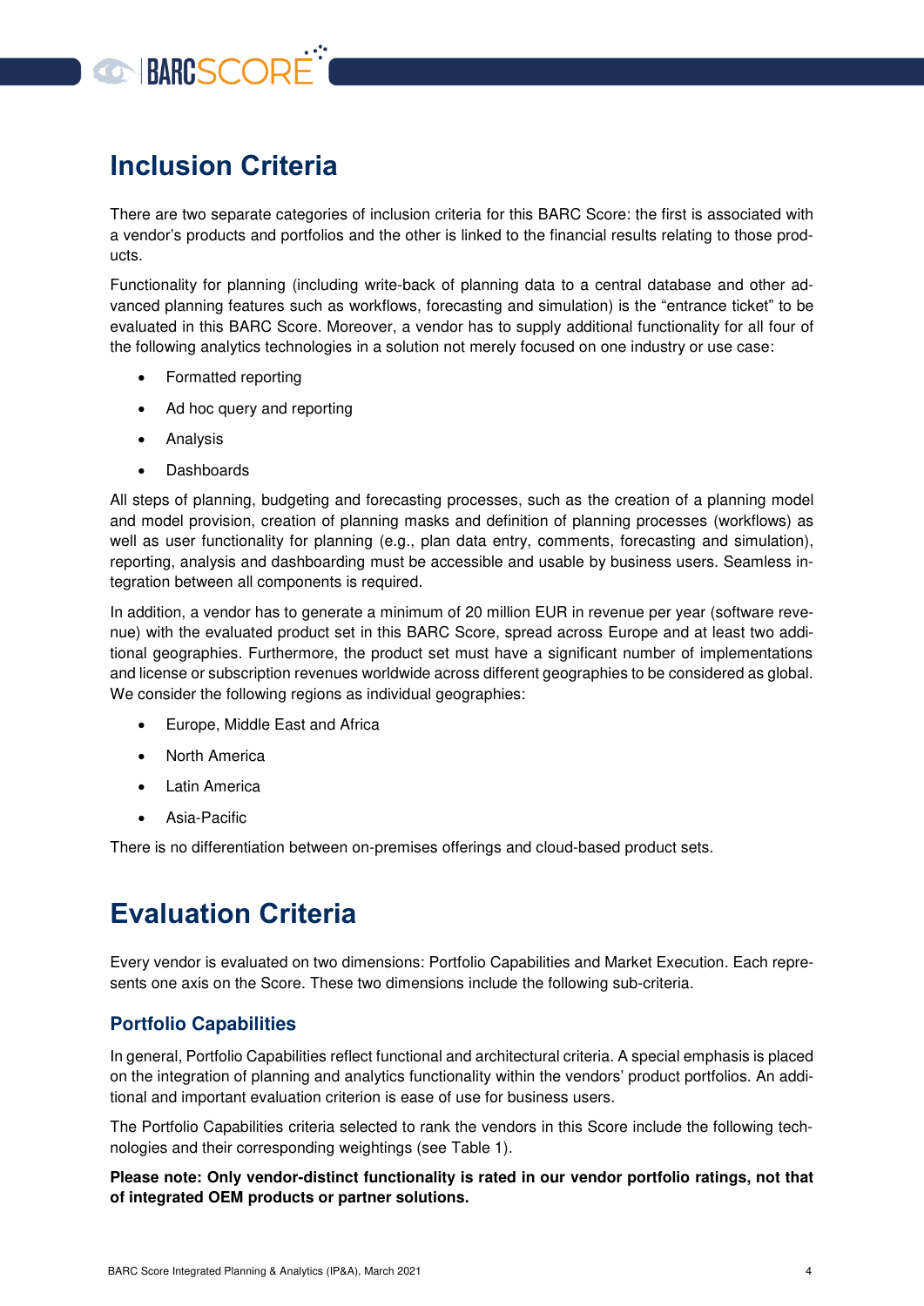# Inclusion Criteria

There are two separate categories of inclusion criteria for this BARC Score: the first is associated with a vendor's products and portfolios and the other is linked to the financial results relating to those products.

Functionality for planning (including write-back of planning data to a central database and other advanced planning features such as workflows, forecasting and simulation) is the "entrance ticket" to be evaluated in this BARC Score. Moreover, a vendor has to supply additional functionality for all four of the following analytics technologies in a solution not merely focused on one industry or use case:

- Formatted reporting
- Ad hoc query and reporting
- Analysis
- Dashboards

All steps of planning, budgeting and forecasting processes, such as the creation of a planning model and model provision, creation of planning masks and definition of planning processes (workflows) as well as user functionality for planning (e.g., plan data entry, comments, forecasting and simulation), reporting, analysis and dashboarding must be accessible and usable by business users. Seamless integration between all components is required.

In addition, a vendor has to generate a minimum of 20 million EUR in revenue per year (software revenue) with the evaluated product set in this BARC Score, spread across Europe and at least two additional geographies. Furthermore, the product set must have a significant number of implementations and license or subscription revenues worldwide across different geographies to be considered as global. We consider the following regions as individual geographies:

- Europe, Middle East and Africa
- North America
- Latin America
- Asia-Pacific

There is no differentiation between on-premises offerings and cloud-based product sets.

# Evaluation Criteria

Every vendor is evaluated on two dimensions: Portfolio Capabilities and Market Execution. Each represents one axis on the Score. These two dimensions include the following sub-criteria.

## Portfolio Capabilities

In general, Portfolio Capabilities reflect functional and architectural criteria. A special emphasis is placed on the integration of planning and analytics functionality within the vendors' product portfolios. An additional and important evaluation criterion is ease of use for business users.

The Portfolio Capabilities criteria selected to rank the vendors in this Score include the following technologies and their corresponding weightings (see Table 1).

**Please note: Only vendor-distinct functionality is rated in our vendor portfolio ratings, not that of integrated OEM products or partner solutions.**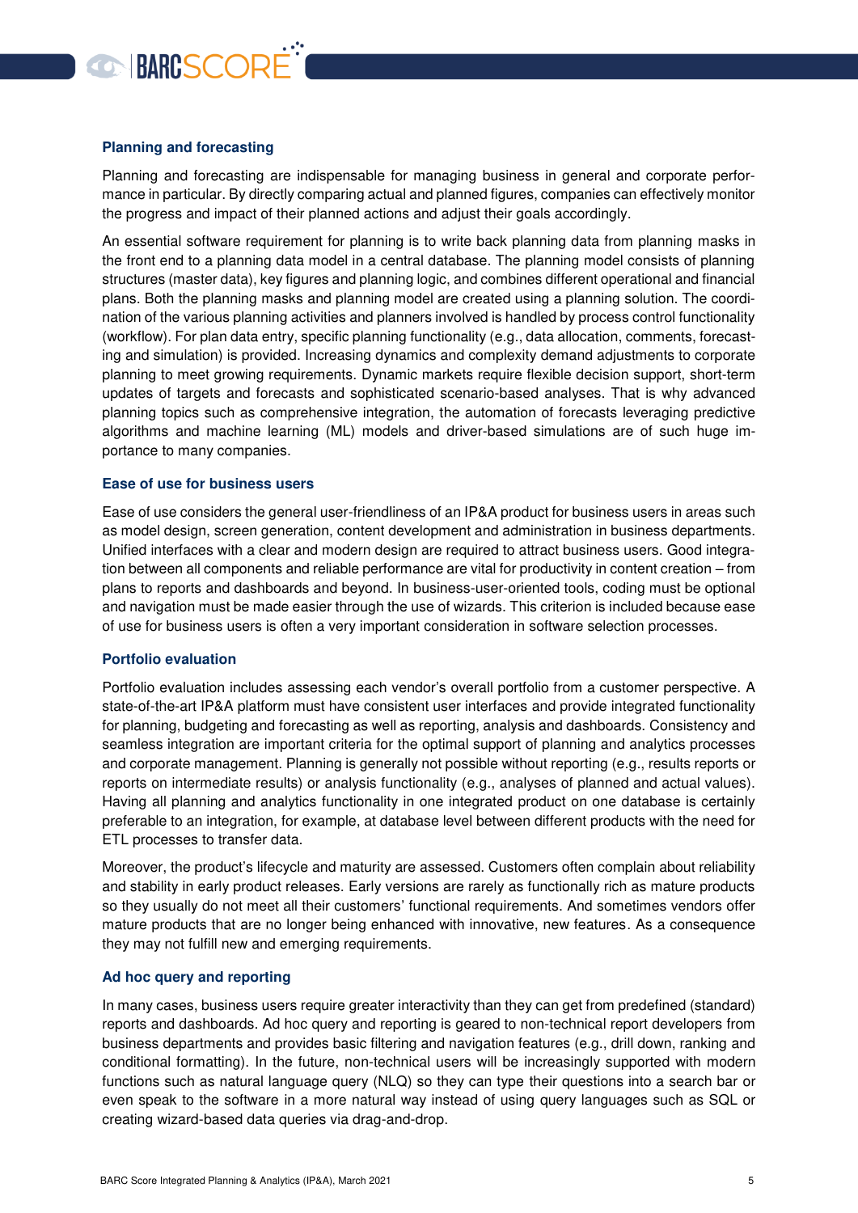### Planning and forecasting

Planning and forecasting are indispensable for managing business in general and corporate performance in particular. By directly comparing actual and planned figures, companies can effectively monitor the progress and impact of their planned actions and adjust their goals accordingly.

An essential software requirement for planning is to write back planning data from planning masks in the front end to a planning data model in a central database. The planning model consists of planning structures (master data), key figures and planning logic, and combines different operational and financial plans. Both the planning masks and planning model are created using a planning solution. The coordination of the various planning activities and planners involved is handled by process control functionality (workflow). For plan data entry, specific planning functionality (e.g., data allocation, comments, forecasting and simulation) is provided. Increasing dynamics and complexity demand adjustments to corporate planning to meet growing requirements. Dynamic markets require flexible decision support, short-term updates of targets and forecasts and sophisticated scenario-based analyses. That is why advanced planning topics such as comprehensive integration, the automation of forecasts leveraging predictive algorithms and machine learning (ML) models and driver-based simulations are of such huge importance to many companies.

### Ease of use for business users

Ease of use considers the general user-friendliness of an IP&A product for business users in areas such as model design, screen generation, content development and administration in business departments. Unified interfaces with a clear and modern design are required to attract business users. Good integration between all components and reliable performance are vital for productivity in content creation – from plans to reports and dashboards and beyond. In business-user-oriented tools, coding must be optional and navigation must be made easier through the use of wizards. This criterion is included because ease of use for business users is often a very important consideration in software selection processes.

### Portfolio evaluation

Portfolio evaluation includes assessing each vendor's overall portfolio from a customer perspective. A state-of-the-art IP&A platform must have consistent user interfaces and provide integrated functionality for planning, budgeting and forecasting as well as reporting, analysis and dashboards. Consistency and seamless integration are important criteria for the optimal support of planning and analytics processes and corporate management. Planning is generally not possible without reporting (e.g., results reports or reports on intermediate results) or analysis functionality (e.g., analyses of planned and actual values). Having all planning and analytics functionality in one integrated product on one database is certainly preferable to an integration, for example, at database level between different products with the need for ETL processes to transfer data.

Moreover, the product's lifecycle and maturity are assessed. Customers often complain about reliability and stability in early product releases. Early versions are rarely as functionally rich as mature products so they usually do not meet all their customers' functional requirements. And sometimes vendors offer mature products that are no longer being enhanced with innovative, new features. As a consequence they may not fulfill new and emerging requirements.

### Ad hoc query and reporting

In many cases, business users require greater interactivity than they can get from predefined (standard) reports and dashboards. Ad hoc query and reporting is geared to non-technical report developers from business departments and provides basic filtering and navigation features (e.g., drill down, ranking and conditional formatting). In the future, non-technical users will be increasingly supported with modern functions such as natural language query (NLQ) so they can type their questions into a search bar or even speak to the software in a more natural way instead of using query languages such as SQL or creating wizard-based data queries via drag-and-drop.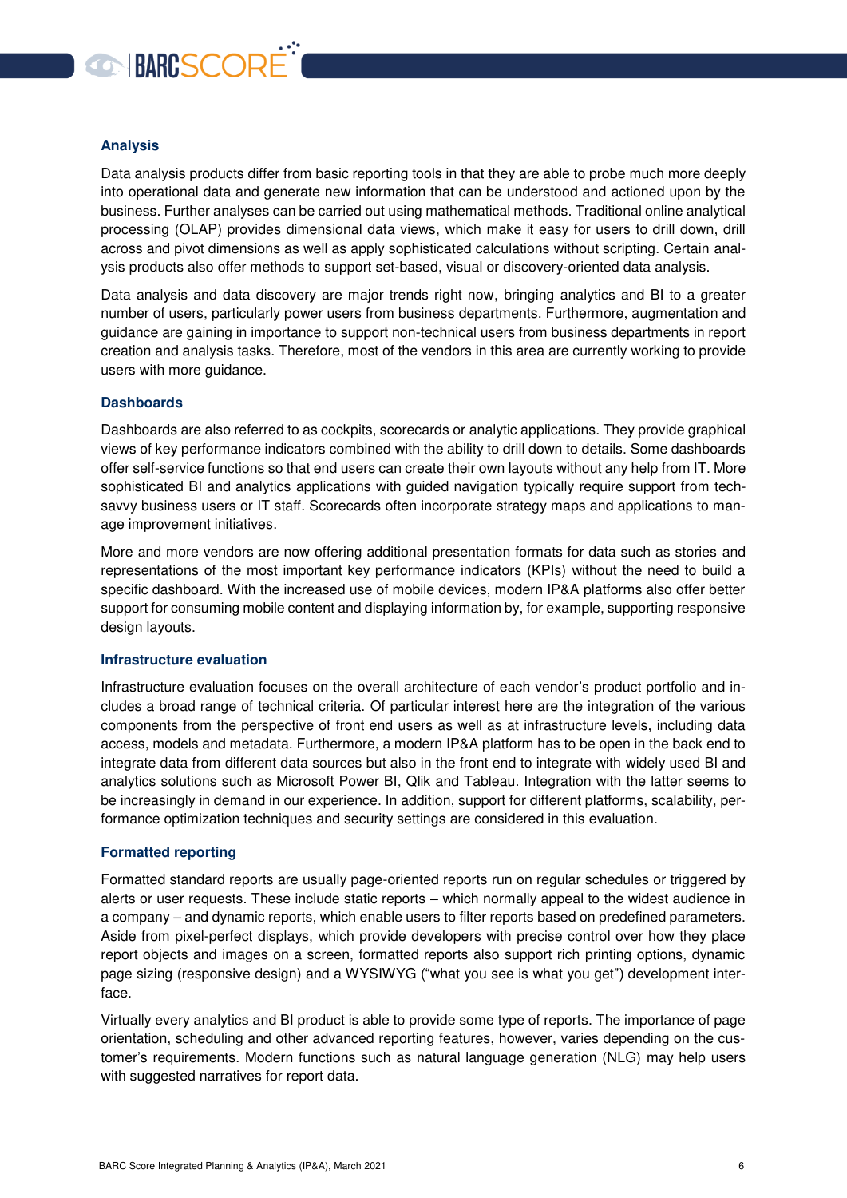### Analysis

Data analysis products differ from basic reporting tools in that they are able to probe much more deeply into operational data and generate new information that can be understood and actioned upon by the business. Further analyses can be carried out using mathematical methods. Traditional online analytical processing (OLAP) provides dimensional data views, which make it easy for users to drill down, drill across and pivot dimensions as well as apply sophisticated calculations without scripting. Certain analysis products also offer methods to support set-based, visual or discovery-oriented data analysis.

Data analysis and data discovery are major trends right now, bringing analytics and BI to a greater number of users, particularly power users from business departments. Furthermore, augmentation and guidance are gaining in importance to support non-technical users from business departments in report creation and analysis tasks. Therefore, most of the vendors in this area are currently working to provide users with more guidance.

### Dashboards

Dashboards are also referred to as cockpits, scorecards or analytic applications. They provide graphical views of key performance indicators combined with the ability to drill down to details. Some dashboards offer self-service functions so that end users can create their own layouts without any help from IT. More sophisticated BI and analytics applications with guided navigation typically require support from tech-savvy business users or IT staff. Scorecards often incorporate strategy maps and applications to manage improvement initiatives.

More and more vendors are now offering additional presentation formats for data such as stories and representations of the most important key performance indicators (KPIs) without the need to build a specific dashboard. With the increased use of mobile devices, modern IP&A platforms also offer better support for consuming mobile content and displaying information by, for example, supporting responsive design layouts.

### Infrastructure evaluation

Infrastructure evaluation focuses on the overall architecture of each vendor's product portfolio and includes a broad range of technical criteria. Of particular interest here are the integration of the various components from the perspective of front end users as well as at infrastructure levels, including data access, models and metadata. Furthermore, a modern IP&A platform has to be open in the back end to integrate data from different data sources but also in the front end to integrate with widely used BI and analytics solutions such as Microsoft Power BI, Qlik and Tableau. Integration with the latter seems to be increasingly in demand in our experience. In addition, support for different platforms, scalability, performance optimization techniques and security settings are considered in this evaluation.

### Formatted reporting

Formatted standard reports are usually page-oriented reports run on regular schedules or triggered by alerts or user requests. These include static reports – which normally appeal to the widest audience in a company – and dynamic reports, which enable users to filter reports based on predefined parameters. Aside from pixel-perfect displays, which provide developers with precise control over how they place report objects and images on a screen, formatted reports also support rich printing options, dynamic page sizing (responsive design) and a WYSIWYG ("what you see is what you get") development interface.

Virtually every analytics and BI product is able to provide some type of reports. The importance of page orientation, scheduling and other advanced reporting features, however, varies depending on the customer's requirements. Modern functions such as natural language generation (NLG) may help users with suggested narratives for report data.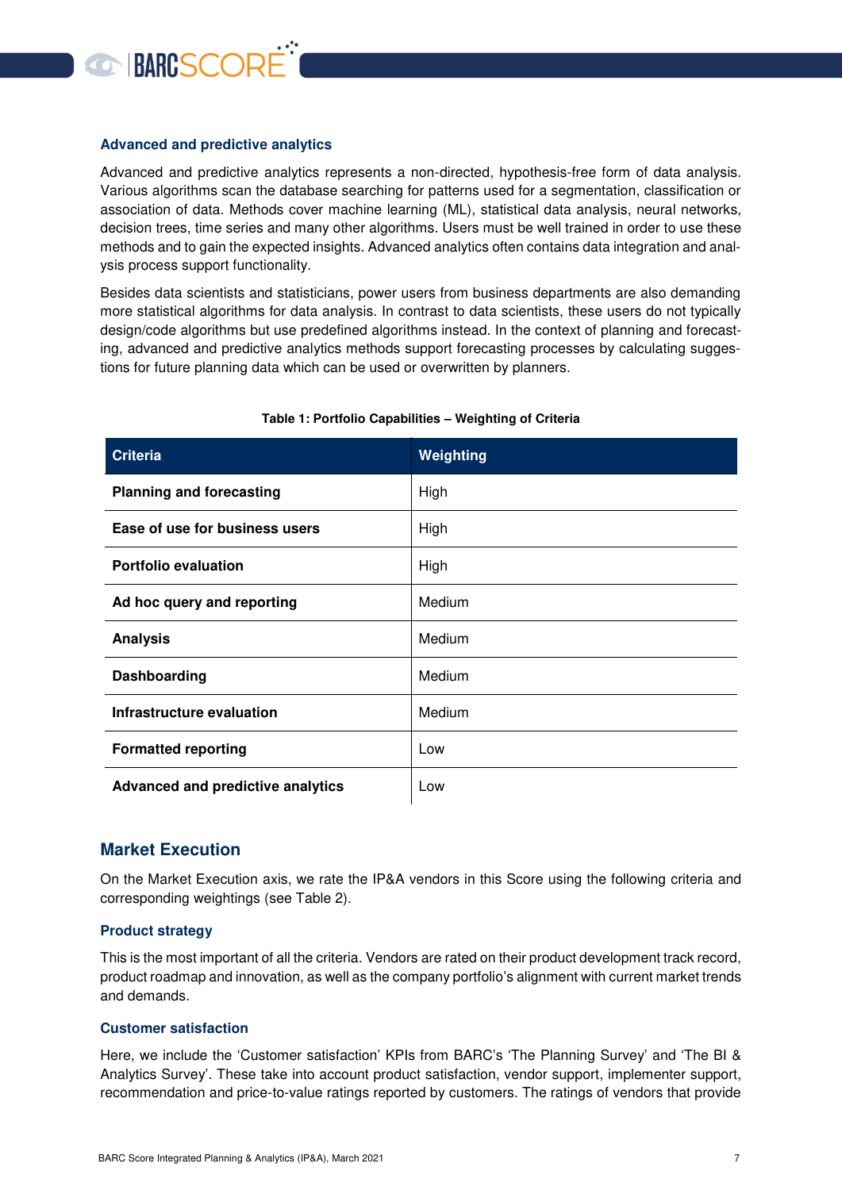### Advanced and predictive analytics

Advanced and predictive analytics represents a non-directed, hypothesis-free form of data analysis. Various algorithms scan the database searching for patterns used for a segmentation, classification or association of data. Methods cover machine learning (ML), statistical data analysis, neural networks, decision trees, time series and many other algorithms. Users must be well trained in order to use these methods and to gain the expected insights. Advanced analytics often contains data integration and analysis process support functionality.

Besides data scientists and statisticians, power users from business departments are also demanding more statistical algorithms for data analysis. In contrast to data scientists, these users do not typically design/code algorithms but use predefined algorithms instead. In the context of planning and forecasting, advanced and predictive analytics methods support forecasting processes by calculating suggestions for future planning data which can be used or overwritten by planners.

**Table 1: Portfolio Capabilities – Weighting of Criteria**

| Criteria | Weighting |
|---|---|
| **Planning and forecasting** | High |
| **Ease of use for business users** | High |
| **Portfolio evaluation** | High |
| **Ad hoc query and reporting** | Medium |
| **Analysis** | Medium |
| **Dashboarding** | Medium |
| **Infrastructure evaluation** | Medium |
| **Formatted reporting** | Low |
| **Advanced and predictive analytics** | Low |

## Market Execution

On the Market Execution axis, we rate the IP&A vendors in this Score using the following criteria and corresponding weightings (see Table 2).

### Product strategy

This is the most important of all the criteria. Vendors are rated on their product development track record, product roadmap and innovation, as well as the company portfolio's alignment with current market trends and demands.

### Customer satisfaction

Here, we include the 'Customer satisfaction' KPIs from BARC's 'The Planning Survey' and 'The BI & Analytics Survey'. These take into account product satisfaction, vendor support, implementer support, recommendation and price-to-value ratings reported by customers. The ratings of vendors that provide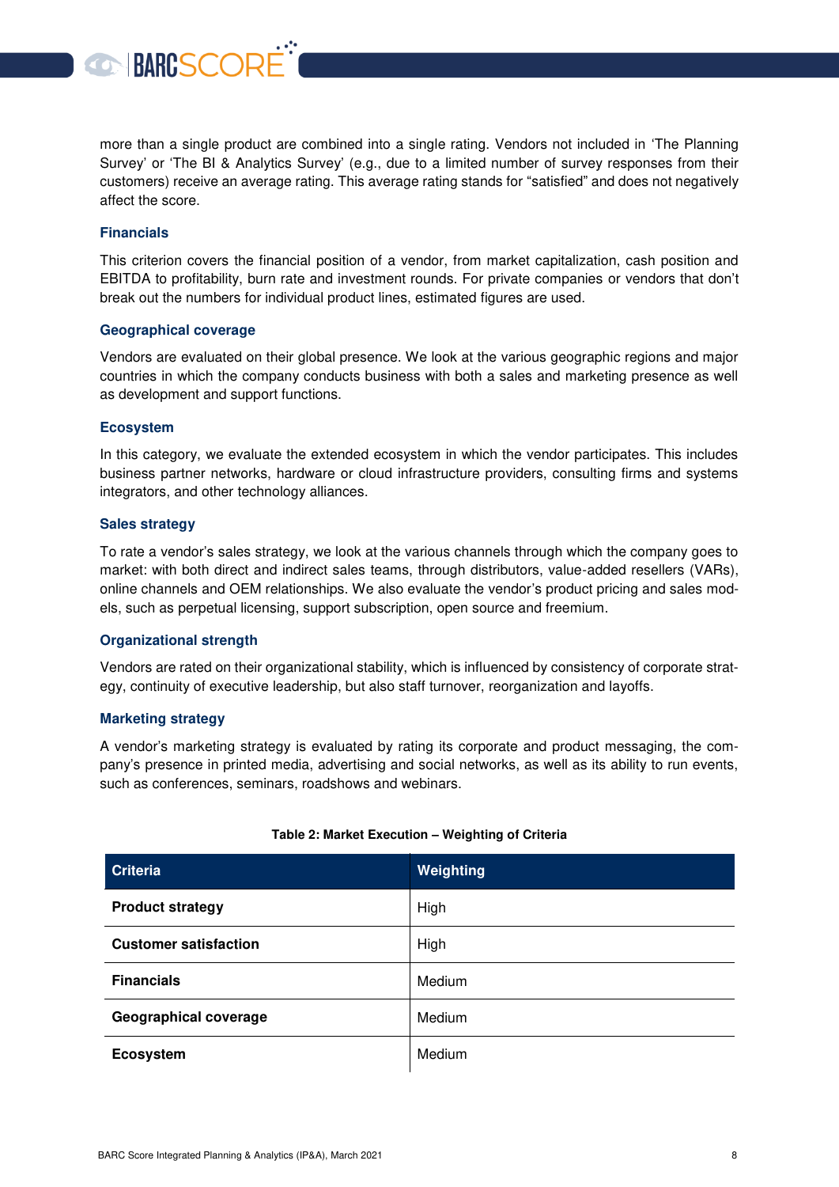more than a single product are combined into a single rating. Vendors not included in 'The Planning Survey' or 'The BI & Analytics Survey' (e.g., due to a limited number of survey responses from their customers) receive an average rating. This average rating stands for "satisfied" and does not negatively affect the score.

### Financials

This criterion covers the financial position of a vendor, from market capitalization, cash position and EBITDA to profitability, burn rate and investment rounds. For private companies or vendors that don't break out the numbers for individual product lines, estimated figures are used.

### Geographical coverage

Vendors are evaluated on their global presence. We look at the various geographic regions and major countries in which the company conducts business with both a sales and marketing presence as well as development and support functions.

### Ecosystem

In this category, we evaluate the extended ecosystem in which the vendor participates. This includes business partner networks, hardware or cloud infrastructure providers, consulting firms and systems integrators, and other technology alliances.

### Sales strategy

To rate a vendor's sales strategy, we look at the various channels through which the company goes to market: with both direct and indirect sales teams, through distributors, value-added resellers (VARs), online channels and OEM relationships. We also evaluate the vendor's product pricing and sales models, such as perpetual licensing, support subscription, open source and freemium.

### Organizational strength

Vendors are rated on their organizational stability, which is influenced by consistency of corporate strategy, continuity of executive leadership, but also staff turnover, reorganization and layoffs.

### Marketing strategy

A vendor's marketing strategy is evaluated by rating its corporate and product messaging, the company's presence in printed media, advertising and social networks, as well as its ability to run events, such as conferences, seminars, roadshows and webinars.

**Table 2: Market Execution – Weighting of Criteria**

| Criteria | Weighting |
|---|---|
| **Product strategy** | High |
| **Customer satisfaction** | High |
| **Financials** | Medium |
| **Geographical coverage** | Medium |
| **Ecosystem** | Medium |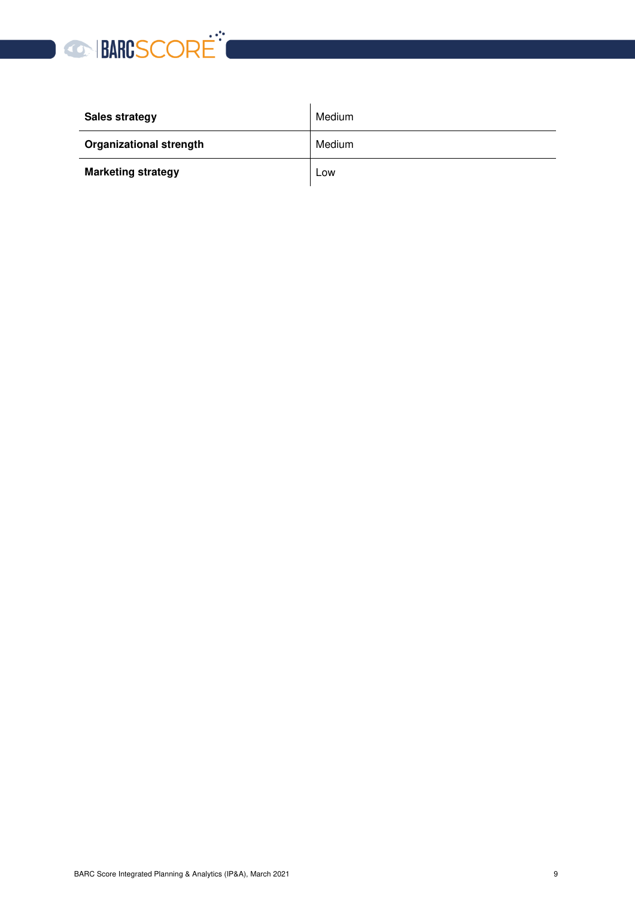| | |
|---|---|
| **Sales strategy** | Medium |
| **Organizational strength** | Medium |
| **Marketing strategy** | Low |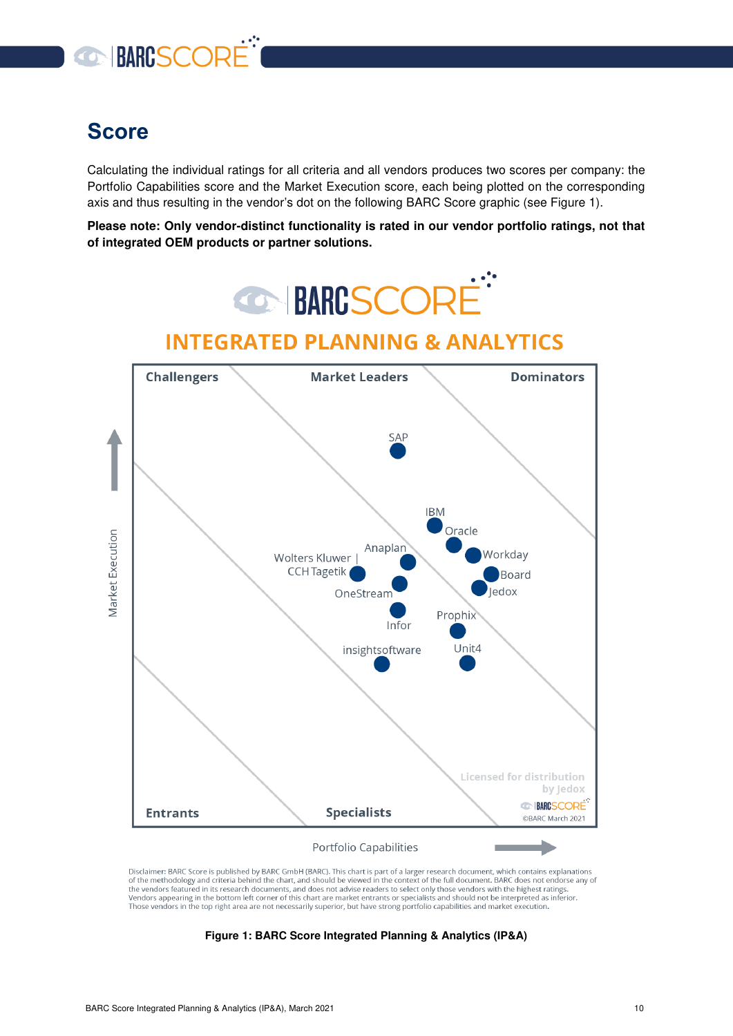## Score

Calculating the individual ratings for all criteria and all vendors produces two scores per company: the Portfolio Capabilities score and the Market Execution score, each being plotted on the corresponding axis and thus resulting in the vendor's dot on the following BARC Score graphic (see Figure 1).

**Please note: Only vendor-distinct functionality is rated in our vendor portfolio ratings, not that of integrated OEM products or partner solutions.**

Disclaimer: BARC Score is published by BARC GmbH (BARC). This chart is part of a larger research document, which contains explanations of the methodology and criteria behind the chart, and should be viewed in the context of the full document. BARC does not endorse any of the vendors featured in its research documents, and does not advise readers to select only those vendors with the highest ratings. Vendors appearing in the bottom left corner of this chart are market entrants or specialists and should not be interpreted as inferior. Those vendors in the top right area are not necessarily superior, but have strong portfolio capabilities and market execution.

**Figure 1: BARC Score Integrated Planning & Analytics (IP&A)**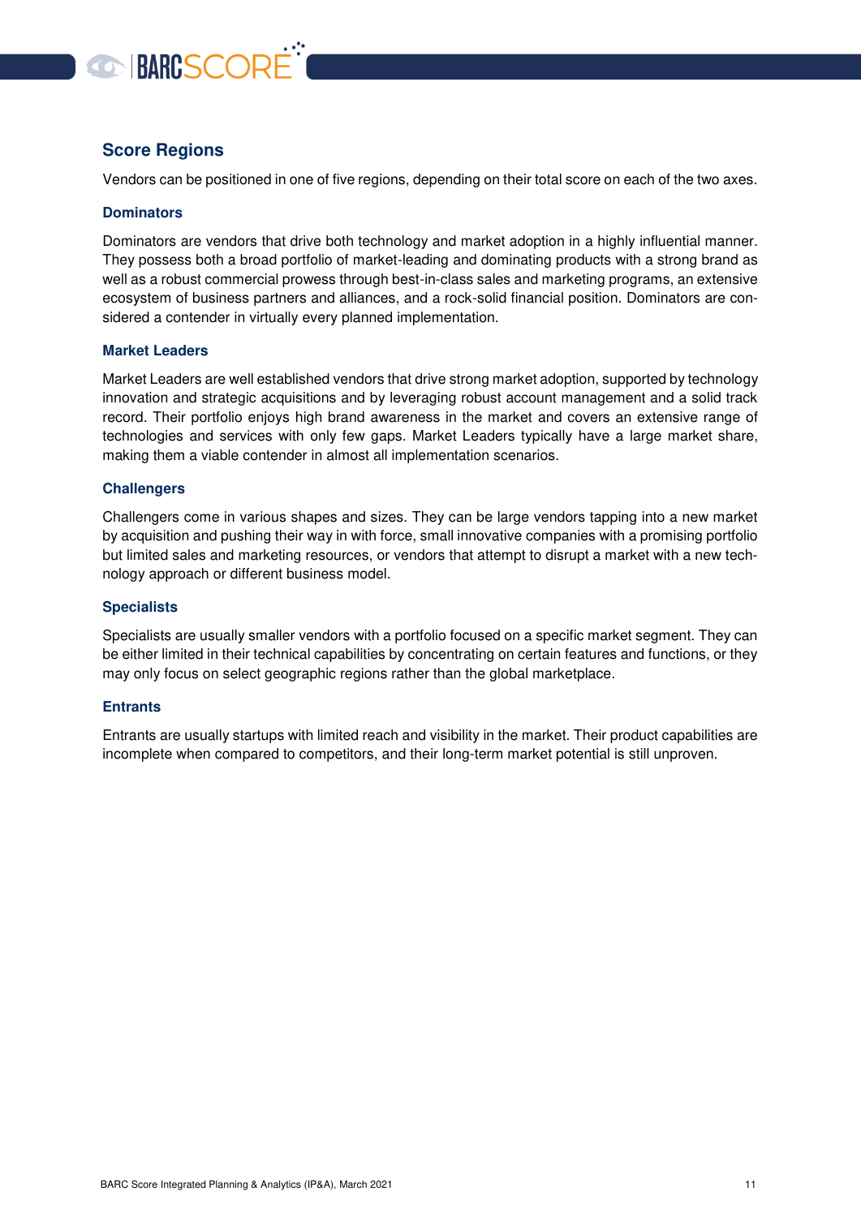## Score Regions

Vendors can be positioned in one of five regions, depending on their total score on each of the two axes.

### Dominators

Dominators are vendors that drive both technology and market adoption in a highly influential manner. They possess both a broad portfolio of market-leading and dominating products with a strong brand as well as a robust commercial prowess through best-in-class sales and marketing programs, an extensive ecosystem of business partners and alliances, and a rock-solid financial position. Dominators are considered a contender in virtually every planned implementation.

### Market Leaders

Market Leaders are well established vendors that drive strong market adoption, supported by technology innovation and strategic acquisitions and by leveraging robust account management and a solid track record. Their portfolio enjoys high brand awareness in the market and covers an extensive range of technologies and services with only few gaps. Market Leaders typically have a large market share, making them a viable contender in almost all implementation scenarios.

### Challengers

Challengers come in various shapes and sizes. They can be large vendors tapping into a new market by acquisition and pushing their way in with force, small innovative companies with a promising portfolio but limited sales and marketing resources, or vendors that attempt to disrupt a market with a new technology approach or different business model.

### Specialists

Specialists are usually smaller vendors with a portfolio focused on a specific market segment. They can be either limited in their technical capabilities by concentrating on certain features and functions, or they may only focus on select geographic regions rather than the global marketplace.

### Entrants

Entrants are usually startups with limited reach and visibility in the market. Their product capabilities are incomplete when compared to competitors, and their long-term market potential is still unproven.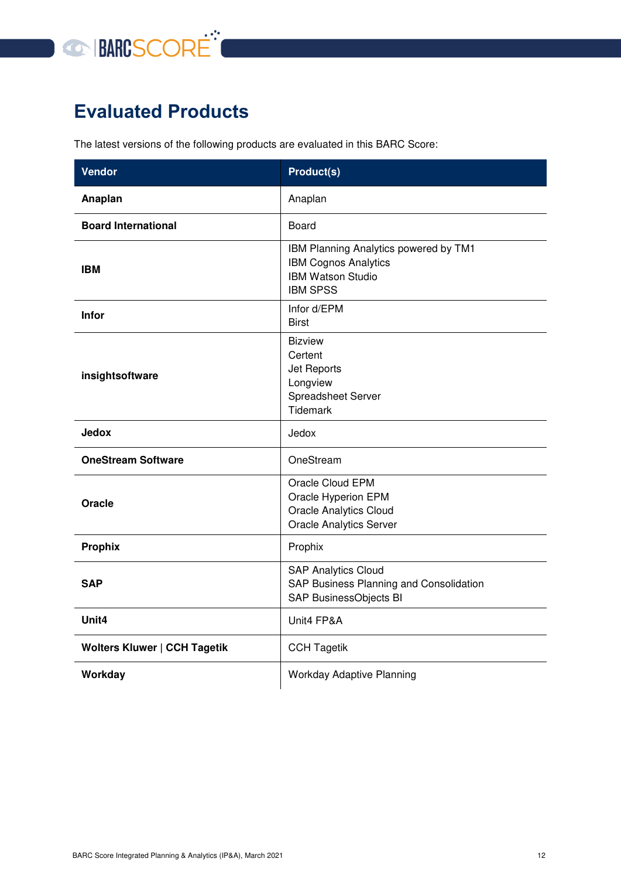# Evaluated Products

The latest versions of the following products are evaluated in this BARC Score:

| Vendor | Product(s) |
| --- | --- |
| **Anaplan** | Anaplan |
| **Board International** | Board |
| **IBM** | IBM Planning Analytics powered by TM1<br>IBM Cognos Analytics<br>IBM Watson Studio<br>IBM SPSS |
| **Infor** | Infor d/EPM<br>Birst |
| **insightsoftware** | Bizview<br>Certent<br>Jet Reports<br>Longview<br>Spreadsheet Server<br>Tidemark |
| **Jedox** | Jedox |
| **OneStream Software** | OneStream |
| **Oracle** | Oracle Cloud EPM<br>Oracle Hyperion EPM<br>Oracle Analytics Cloud<br>Oracle Analytics Server |
| **Prophix** | Prophix |
| **SAP** | SAP Analytics Cloud<br>SAP Business Planning and Consolidation<br>SAP BusinessObjects BI |
| **Unit4** | Unit4 FP&A |
| **Wolters Kluwer \| CCH Tagetik** | CCH Tagetik |
| **Workday** | Workday Adaptive Planning |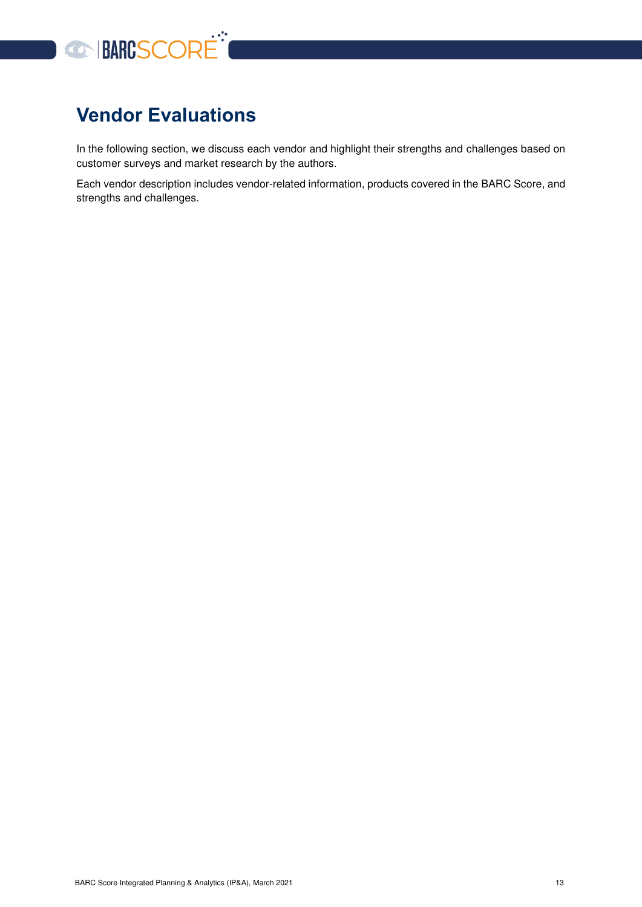# Vendor Evaluations

In the following section, we discuss each vendor and highlight their strengths and challenges based on customer surveys and market research by the authors.

Each vendor description includes vendor-related information, products covered in the BARC Score, and strengths and challenges.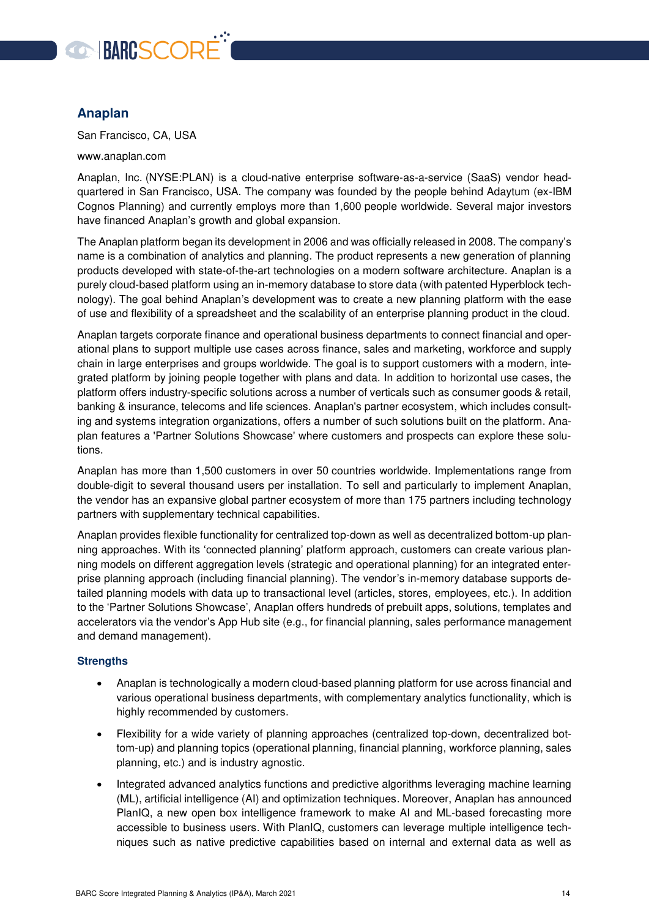## Anaplan

San Francisco, CA, USA

www.anaplan.com

Anaplan, Inc. (NYSE:PLAN) is a cloud-native enterprise software-as-a-service (SaaS) vendor headquartered in San Francisco, USA. The company was founded by the people behind Adaytum (ex-IBM Cognos Planning) and currently employs more than 1,600 people worldwide. Several major investors have financed Anaplan's growth and global expansion.

The Anaplan platform began its development in 2006 and was officially released in 2008. The company's name is a combination of analytics and planning. The product represents a new generation of planning products developed with state-of-the-art technologies on a modern software architecture. Anaplan is a purely cloud-based platform using an in-memory database to store data (with patented Hyperblock technology). The goal behind Anaplan's development was to create a new planning platform with the ease of use and flexibility of a spreadsheet and the scalability of an enterprise planning product in the cloud.

Anaplan targets corporate finance and operational business departments to connect financial and operational plans to support multiple use cases across finance, sales and marketing, workforce and supply chain in large enterprises and groups worldwide. The goal is to support customers with a modern, integrated platform by joining people together with plans and data. In addition to horizontal use cases, the platform offers industry-specific solutions across a number of verticals such as consumer goods & retail, banking & insurance, telecoms and life sciences. Anaplan's partner ecosystem, which includes consulting and systems integration organizations, offers a number of such solutions built on the platform. Anaplan features a 'Partner Solutions Showcase' where customers and prospects can explore these solutions.

Anaplan has more than 1,500 customers in over 50 countries worldwide. Implementations range from double-digit to several thousand users per installation. To sell and particularly to implement Anaplan, the vendor has an expansive global partner ecosystem of more than 175 partners including technology partners with supplementary technical capabilities.

Anaplan provides flexible functionality for centralized top-down as well as decentralized bottom-up planning approaches. With its 'connected planning' platform approach, customers can create various planning models on different aggregation levels (strategic and operational planning) for an integrated enterprise planning approach (including financial planning). The vendor's in-memory database supports detailed planning models with data up to transactional level (articles, stores, employees, etc.). In addition to the 'Partner Solutions Showcase', Anaplan offers hundreds of prebuilt apps, solutions, templates and accelerators via the vendor's App Hub site (e.g., for financial planning, sales performance management and demand management).

### Strengths

- Anaplan is technologically a modern cloud-based planning platform for use across financial and various operational business departments, with complementary analytics functionality, which is highly recommended by customers.
- Flexibility for a wide variety of planning approaches (centralized top-down, decentralized bottom-up) and planning topics (operational planning, financial planning, workforce planning, sales planning, etc.) and is industry agnostic.
- Integrated advanced analytics functions and predictive algorithms leveraging machine learning (ML), artificial intelligence (AI) and optimization techniques. Moreover, Anaplan has announced PlanIQ, a new open box intelligence framework to make AI and ML-based forecasting more accessible to business users. With PlanIQ, customers can leverage multiple intelligence techniques such as native predictive capabilities based on internal and external data as well as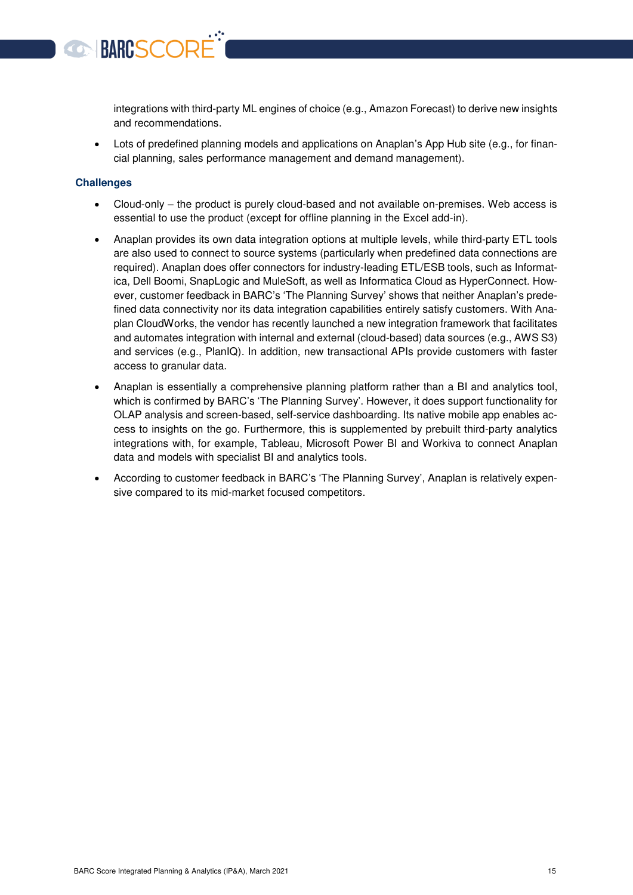integrations with third-party ML engines of choice (e.g., Amazon Forecast) to derive new insights and recommendations.

- Lots of predefined planning models and applications on Anaplan's App Hub site (e.g., for financial planning, sales performance management and demand management).

### Challenges

- Cloud-only – the product is purely cloud-based and not available on-premises. Web access is essential to use the product (except for offline planning in the Excel add-in).
- Anaplan provides its own data integration options at multiple levels, while third-party ETL tools are also used to connect to source systems (particularly when predefined data connections are required). Anaplan does offer connectors for industry-leading ETL/ESB tools, such as Informatica, Dell Boomi, SnapLogic and MuleSoft, as well as Informatica Cloud as HyperConnect. However, customer feedback in BARC's 'The Planning Survey' shows that neither Anaplan's predefined data connectivity nor its data integration capabilities entirely satisfy customers. With Anaplan CloudWorks, the vendor has recently launched a new integration framework that facilitates and automates integration with internal and external (cloud-based) data sources (e.g., AWS S3) and services (e.g., PlanIQ). In addition, new transactional APIs provide customers with faster access to granular data.
- Anaplan is essentially a comprehensive planning platform rather than a BI and analytics tool, which is confirmed by BARC's 'The Planning Survey'. However, it does support functionality for OLAP analysis and screen-based, self-service dashboarding. Its native mobile app enables access to insights on the go. Furthermore, this is supplemented by prebuilt third-party analytics integrations with, for example, Tableau, Microsoft Power BI and Workiva to connect Anaplan data and models with specialist BI and analytics tools.
- According to customer feedback in BARC's 'The Planning Survey', Anaplan is relatively expensive compared to its mid-market focused competitors.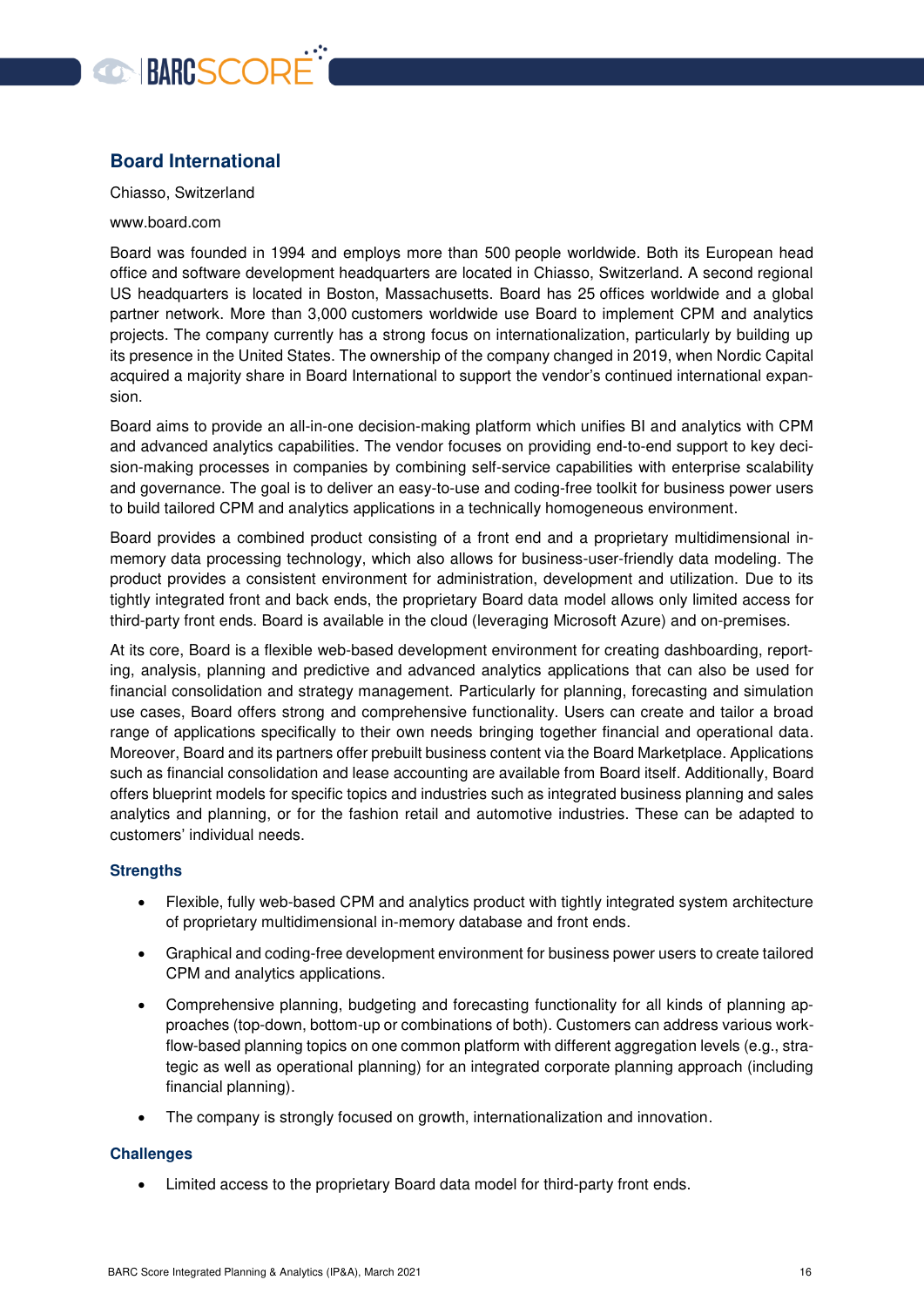## Board International

Chiasso, Switzerland

www.board.com

Board was founded in 1994 and employs more than 500 people worldwide. Both its European head office and software development headquarters are located in Chiasso, Switzerland. A second regional US headquarters is located in Boston, Massachusetts. Board has 25 offices worldwide and a global partner network. More than 3,000 customers worldwide use Board to implement CPM and analytics projects. The company currently has a strong focus on internationalization, particularly by building up its presence in the United States. The ownership of the company changed in 2019, when Nordic Capital acquired a majority share in Board International to support the vendor's continued international expansion.

Board aims to provide an all-in-one decision-making platform which unifies BI and analytics with CPM and advanced analytics capabilities. The vendor focuses on providing end-to-end support to key decision-making processes in companies by combining self-service capabilities with enterprise scalability and governance. The goal is to deliver an easy-to-use and coding-free toolkit for business power users to build tailored CPM and analytics applications in a technically homogeneous environment.

Board provides a combined product consisting of a front end and a proprietary multidimensional in-memory data processing technology, which also allows for business-user-friendly data modeling. The product provides a consistent environment for administration, development and utilization. Due to its tightly integrated front and back ends, the proprietary Board data model allows only limited access for third-party front ends. Board is available in the cloud (leveraging Microsoft Azure) and on-premises.

At its core, Board is a flexible web-based development environment for creating dashboarding, reporting, analysis, planning and predictive and advanced analytics applications that can also be used for financial consolidation and strategy management. Particularly for planning, forecasting and simulation use cases, Board offers strong and comprehensive functionality. Users can create and tailor a broad range of applications specifically to their own needs bringing together financial and operational data. Moreover, Board and its partners offer prebuilt business content via the Board Marketplace. Applications such as financial consolidation and lease accounting are available from Board itself. Additionally, Board offers blueprint models for specific topics and industries such as integrated business planning and sales analytics and planning, or for the fashion retail and automotive industries. These can be adapted to customers' individual needs.

### Strengths

- Flexible, fully web-based CPM and analytics product with tightly integrated system architecture of proprietary multidimensional in-memory database and front ends.
- Graphical and coding-free development environment for business power users to create tailored CPM and analytics applications.
- Comprehensive planning, budgeting and forecasting functionality for all kinds of planning approaches (top-down, bottom-up or combinations of both). Customers can address various workflow-based planning topics on one common platform with different aggregation levels (e.g., strategic as well as operational planning) for an integrated corporate planning approach (including financial planning).
- The company is strongly focused on growth, internationalization and innovation.

### Challenges

- Limited access to the proprietary Board data model for third-party front ends.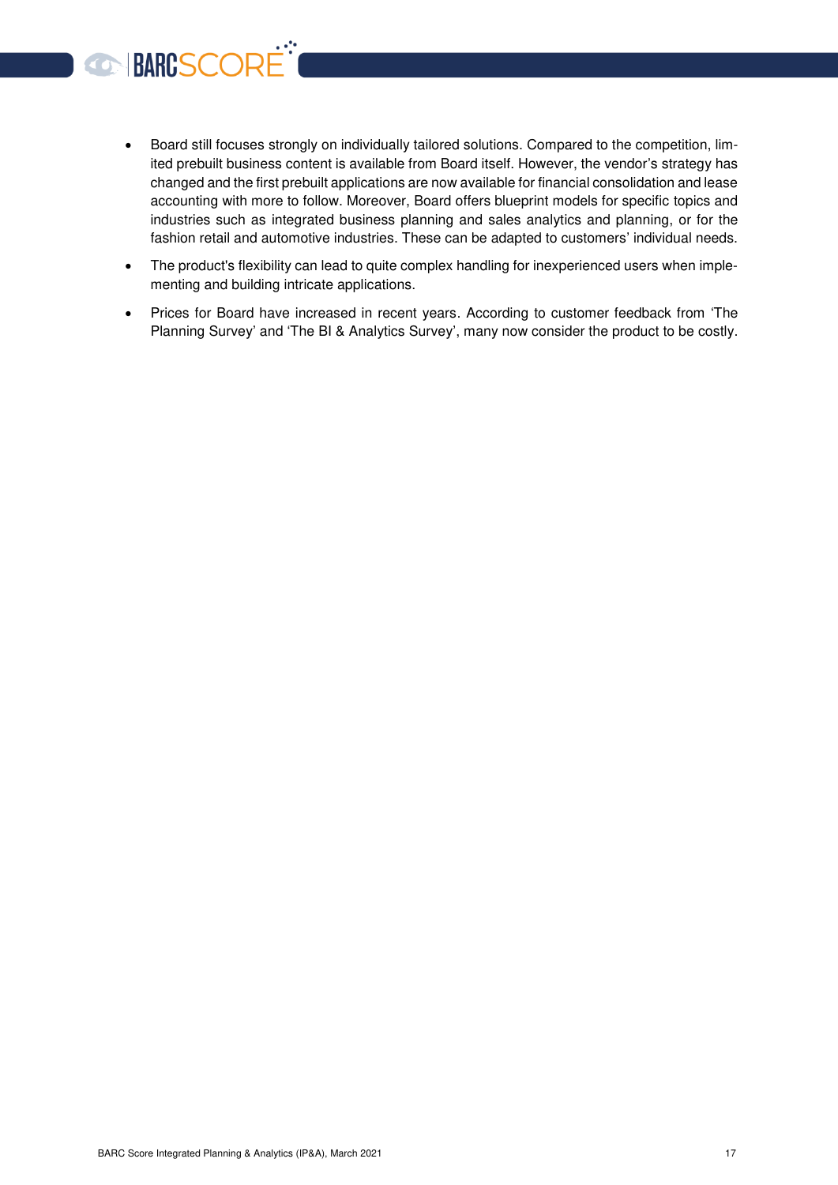- Board still focuses strongly on individually tailored solutions. Compared to the competition, limited prebuilt business content is available from Board itself. However, the vendor's strategy has changed and the first prebuilt applications are now available for financial consolidation and lease accounting with more to follow. Moreover, Board offers blueprint models for specific topics and industries such as integrated business planning and sales analytics and planning, or for the fashion retail and automotive industries. These can be adapted to customers' individual needs.
- The product's flexibility can lead to quite complex handling for inexperienced users when implementing and building intricate applications.
- Prices for Board have increased in recent years. According to customer feedback from 'The Planning Survey' and 'The BI & Analytics Survey', many now consider the product to be costly.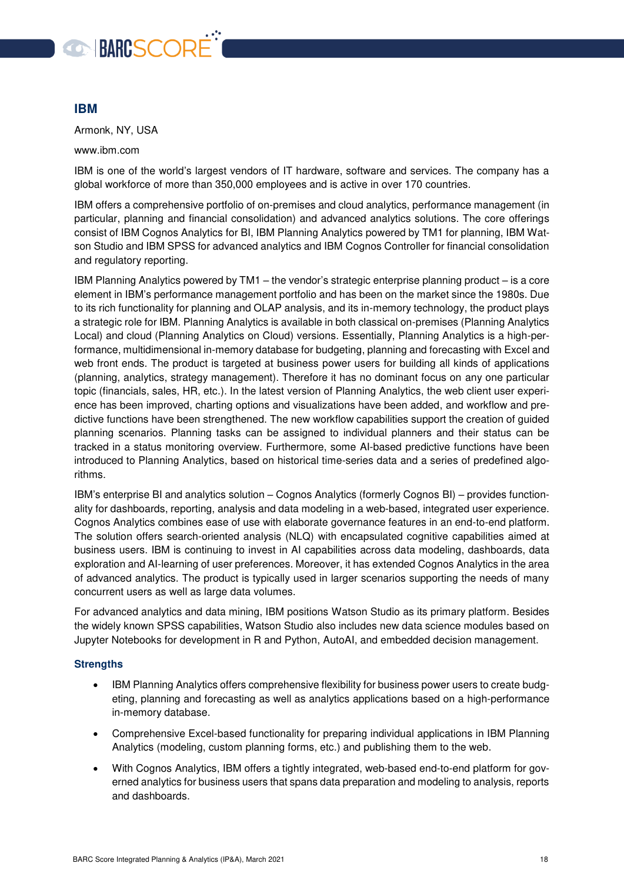## IBM

Armonk, NY, USA

www.ibm.com

IBM is one of the world's largest vendors of IT hardware, software and services. The company has a global workforce of more than 350,000 employees and is active in over 170 countries.

IBM offers a comprehensive portfolio of on-premises and cloud analytics, performance management (in particular, planning and financial consolidation) and advanced analytics solutions. The core offerings consist of IBM Cognos Analytics for BI, IBM Planning Analytics powered by TM1 for planning, IBM Watson Studio and IBM SPSS for advanced analytics and IBM Cognos Controller for financial consolidation and regulatory reporting.

IBM Planning Analytics powered by TM1 – the vendor's strategic enterprise planning product – is a core element in IBM's performance management portfolio and has been on the market since the 1980s. Due to its rich functionality for planning and OLAP analysis, and its in-memory technology, the product plays a strategic role for IBM. Planning Analytics is available in both classical on-premises (Planning Analytics Local) and cloud (Planning Analytics on Cloud) versions. Essentially, Planning Analytics is a high-performance, multidimensional in-memory database for budgeting, planning and forecasting with Excel and web front ends. The product is targeted at business power users for building all kinds of applications (planning, analytics, strategy management). Therefore it has no dominant focus on any one particular topic (financials, sales, HR, etc.). In the latest version of Planning Analytics, the web client user experience has been improved, charting options and visualizations have been added, and workflow and predictive functions have been strengthened. The new workflow capabilities support the creation of guided planning scenarios. Planning tasks can be assigned to individual planners and their status can be tracked in a status monitoring overview. Furthermore, some AI-based predictive functions have been introduced to Planning Analytics, based on historical time-series data and a series of predefined algorithms.

IBM's enterprise BI and analytics solution – Cognos Analytics (formerly Cognos BI) – provides functionality for dashboards, reporting, analysis and data modeling in a web-based, integrated user experience. Cognos Analytics combines ease of use with elaborate governance features in an end-to-end platform. The solution offers search-oriented analysis (NLQ) with encapsulated cognitive capabilities aimed at business users. IBM is continuing to invest in AI capabilities across data modeling, dashboards, data exploration and AI-learning of user preferences. Moreover, it has extended Cognos Analytics in the area of advanced analytics. The product is typically used in larger scenarios supporting the needs of many concurrent users as well as large data volumes.

For advanced analytics and data mining, IBM positions Watson Studio as its primary platform. Besides the widely known SPSS capabilities, Watson Studio also includes new data science modules based on Jupyter Notebooks for development in R and Python, AutoAI, and embedded decision management.

### Strengths

- IBM Planning Analytics offers comprehensive flexibility for business power users to create budgeting, planning and forecasting as well as analytics applications based on a high-performance in-memory database.
- Comprehensive Excel-based functionality for preparing individual applications in IBM Planning Analytics (modeling, custom planning forms, etc.) and publishing them to the web.
- With Cognos Analytics, IBM offers a tightly integrated, web-based end-to-end platform for governed analytics for business users that spans data preparation and modeling to analysis, reports and dashboards.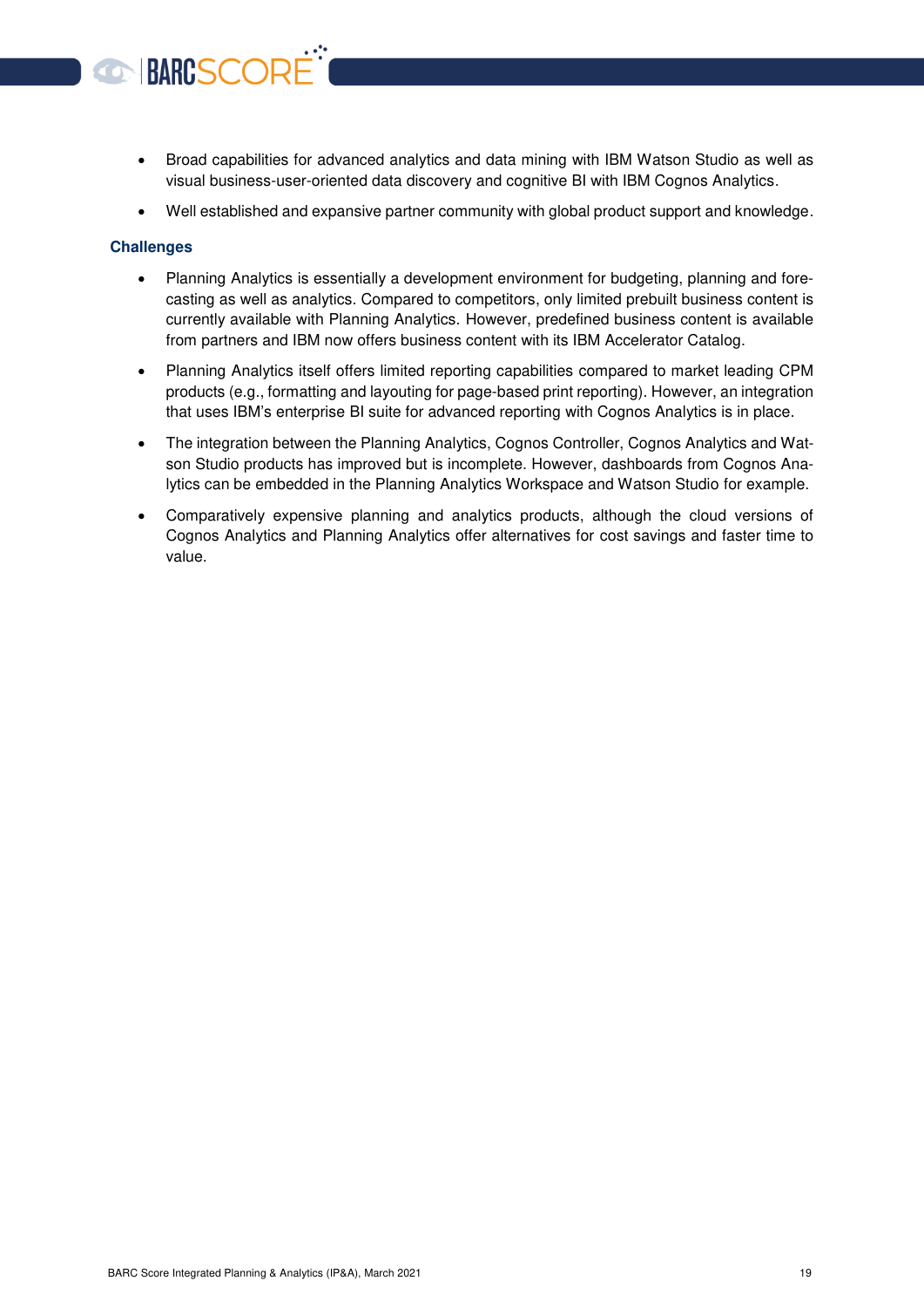- Broad capabilities for advanced analytics and data mining with IBM Watson Studio as well as visual business-user-oriented data discovery and cognitive BI with IBM Cognos Analytics.
- Well established and expansive partner community with global product support and knowledge.

### Challenges

- Planning Analytics is essentially a development environment for budgeting, planning and forecasting as well as analytics. Compared to competitors, only limited prebuilt business content is currently available with Planning Analytics. However, predefined business content is available from partners and IBM now offers business content with its IBM Accelerator Catalog.
- Planning Analytics itself offers limited reporting capabilities compared to market leading CPM products (e.g., formatting and layouting for page-based print reporting). However, an integration that uses IBM's enterprise BI suite for advanced reporting with Cognos Analytics is in place.
- The integration between the Planning Analytics, Cognos Controller, Cognos Analytics and Watson Studio products has improved but is incomplete. However, dashboards from Cognos Analytics can be embedded in the Planning Analytics Workspace and Watson Studio for example.
- Comparatively expensive planning and analytics products, although the cloud versions of Cognos Analytics and Planning Analytics offer alternatives for cost savings and faster time to value.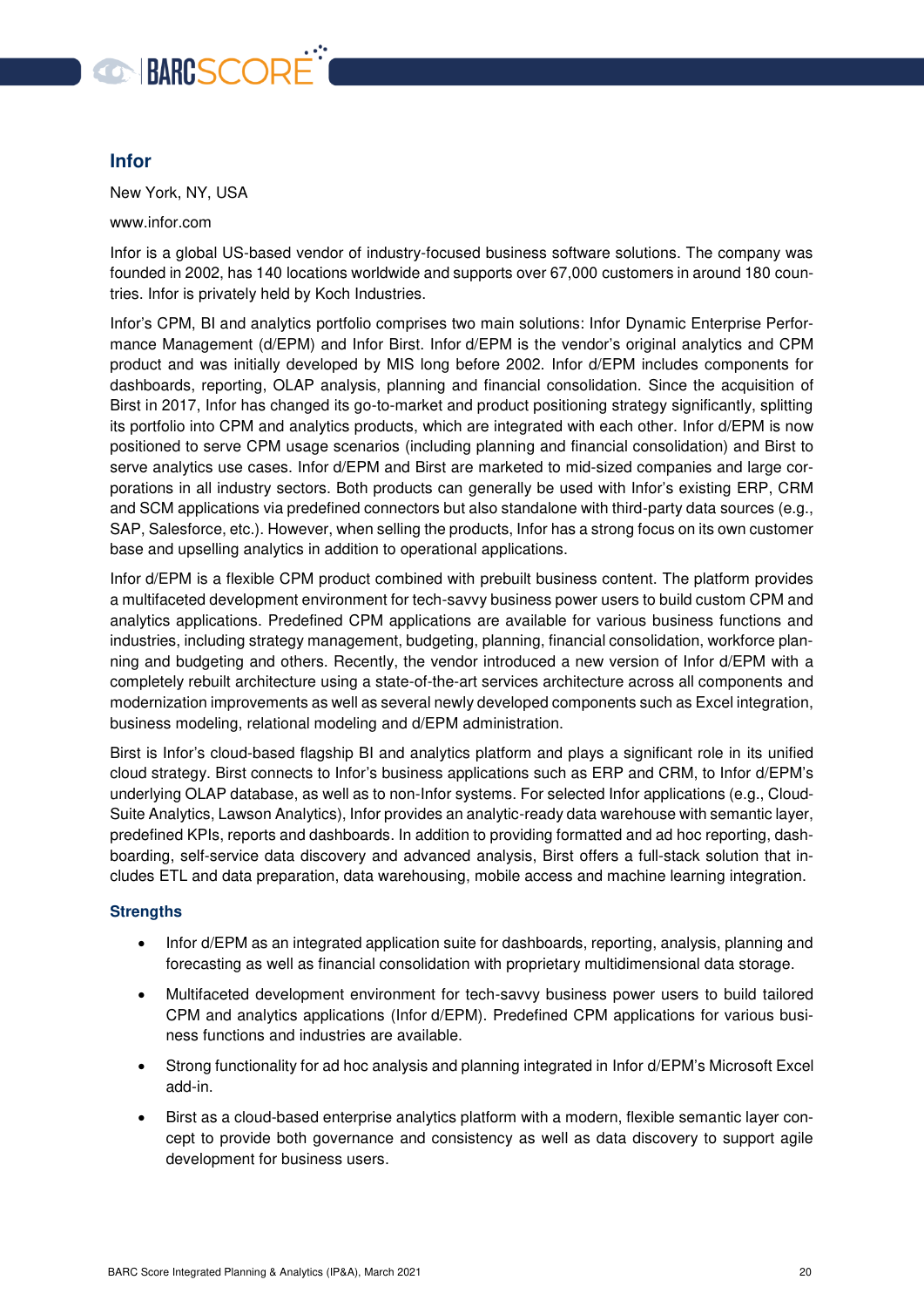## Infor

New York, NY, USA

www.infor.com

Infor is a global US-based vendor of industry-focused business software solutions. The company was founded in 2002, has 140 locations worldwide and supports over 67,000 customers in around 180 countries. Infor is privately held by Koch Industries.

Infor's CPM, BI and analytics portfolio comprises two main solutions: Infor Dynamic Enterprise Performance Management (d/EPM) and Infor Birst. Infor d/EPM is the vendor's original analytics and CPM product and was initially developed by MIS long before 2002. Infor d/EPM includes components for dashboards, reporting, OLAP analysis, planning and financial consolidation. Since the acquisition of Birst in 2017, Infor has changed its go-to-market and product positioning strategy significantly, splitting its portfolio into CPM and analytics products, which are integrated with each other. Infor d/EPM is now positioned to serve CPM usage scenarios (including planning and financial consolidation) and Birst to serve analytics use cases. Infor d/EPM and Birst are marketed to mid-sized companies and large corporations in all industry sectors. Both products can generally be used with Infor's existing ERP, CRM and SCM applications via predefined connectors but also standalone with third-party data sources (e.g., SAP, Salesforce, etc.). However, when selling the products, Infor has a strong focus on its own customer base and upselling analytics in addition to operational applications.

Infor d/EPM is a flexible CPM product combined with prebuilt business content. The platform provides a multifaceted development environment for tech-savvy business power users to build custom CPM and analytics applications. Predefined CPM applications are available for various business functions and industries, including strategy management, budgeting, planning, financial consolidation, workforce planning and budgeting and others. Recently, the vendor introduced a new version of Infor d/EPM with a completely rebuilt architecture using a state-of-the-art services architecture across all components and modernization improvements as well as several newly developed components such as Excel integration, business modeling, relational modeling and d/EPM administration.

Birst is Infor's cloud-based flagship BI and analytics platform and plays a significant role in its unified cloud strategy. Birst connects to Infor's business applications such as ERP and CRM, to Infor d/EPM's underlying OLAP database, as well as to non-Infor systems. For selected Infor applications (e.g., CloudSuite Analytics, Lawson Analytics), Infor provides an analytic-ready data warehouse with semantic layer, predefined KPIs, reports and dashboards. In addition to providing formatted and ad hoc reporting, dashboarding, self-service data discovery and advanced analysis, Birst offers a full-stack solution that includes ETL and data preparation, data warehousing, mobile access and machine learning integration.

### Strengths

- Infor d/EPM as an integrated application suite for dashboards, reporting, analysis, planning and forecasting as well as financial consolidation with proprietary multidimensional data storage.
- Multifaceted development environment for tech-savvy business power users to build tailored CPM and analytics applications (Infor d/EPM). Predefined CPM applications for various business functions and industries are available.
- Strong functionality for ad hoc analysis and planning integrated in Infor d/EPM's Microsoft Excel add-in.
- Birst as a cloud-based enterprise analytics platform with a modern, flexible semantic layer concept to provide both governance and consistency as well as data discovery to support agile development for business users.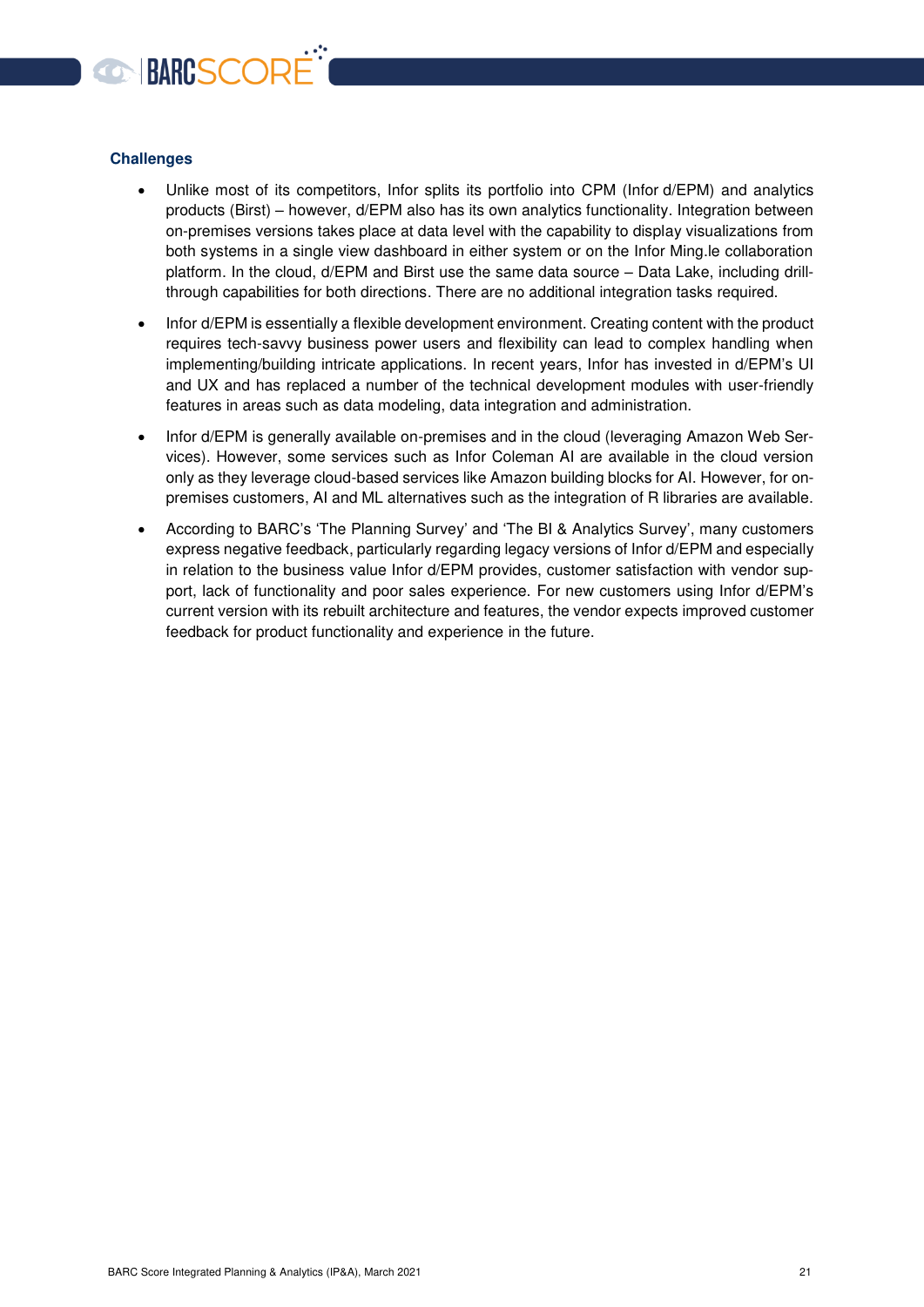**Challenges**

- Unlike most of its competitors, Infor splits its portfolio into CPM (Infor d/EPM) and analytics products (Birst) – however, d/EPM also has its own analytics functionality. Integration between on-premises versions takes place at data level with the capability to display visualizations from both systems in a single view dashboard in either system or on the Infor Ming.le collaboration platform. In the cloud, d/EPM and Birst use the same data source – Data Lake, including drill-through capabilities for both directions. There are no additional integration tasks required.
- Infor d/EPM is essentially a flexible development environment. Creating content with the product requires tech-savvy business power users and flexibility can lead to complex handling when implementing/building intricate applications. In recent years, Infor has invested in d/EPM's UI and UX and has replaced a number of the technical development modules with user-friendly features in areas such as data modeling, data integration and administration.
- Infor d/EPM is generally available on-premises and in the cloud (leveraging Amazon Web Services). However, some services such as Infor Coleman AI are available in the cloud version only as they leverage cloud-based services like Amazon building blocks for AI. However, for on-premises customers, AI and ML alternatives such as the integration of R libraries are available.
- According to BARC's 'The Planning Survey' and 'The BI & Analytics Survey', many customers express negative feedback, particularly regarding legacy versions of Infor d/EPM and especially in relation to the business value Infor d/EPM provides, customer satisfaction with vendor support, lack of functionality and poor sales experience. For new customers using Infor d/EPM's current version with its rebuilt architecture and features, the vendor expects improved customer feedback for product functionality and experience in the future.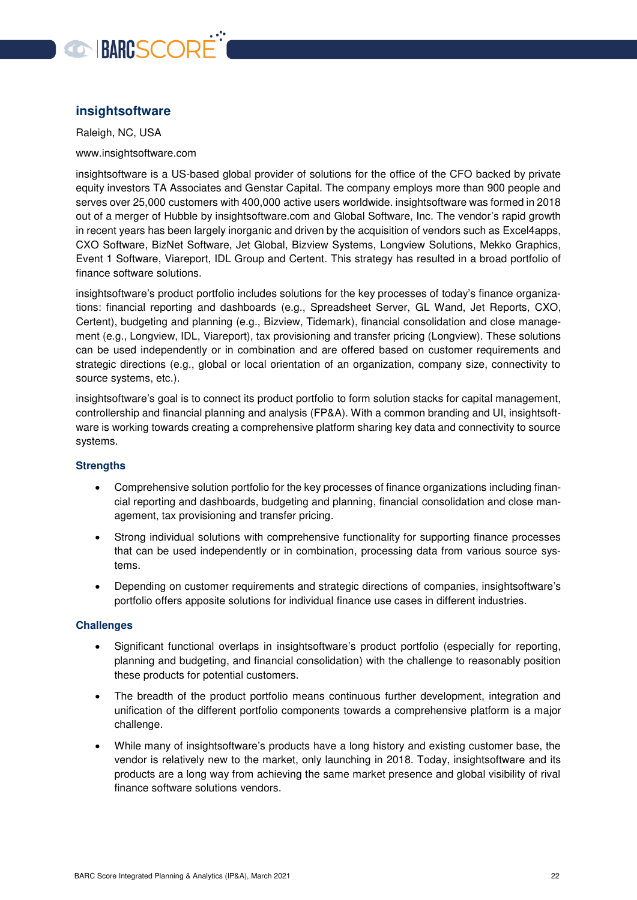## insightsoftware

Raleigh, NC, USA

www.insightsoftware.com

insightsoftware is a US-based global provider of solutions for the office of the CFO backed by private equity investors TA Associates and Genstar Capital. The company employs more than 900 people and serves over 25,000 customers with 400,000 active users worldwide. insightsoftware was formed in 2018 out of a merger of Hubble by insightsoftware.com and Global Software, Inc. The vendor's rapid growth in recent years has been largely inorganic and driven by the acquisition of vendors such as Excel4apps, CXO Software, BizNet Software, Jet Global, Bizview Systems, Longview Solutions, Mekko Graphics, Event 1 Software, Viareport, IDL Group and Certent. This strategy has resulted in a broad portfolio of finance software solutions.

insightsoftware's product portfolio includes solutions for the key processes of today's finance organizations: financial reporting and dashboards (e.g., Spreadsheet Server, GL Wand, Jet Reports, CXO, Certent), budgeting and planning (e.g., Bizview, Tidemark), financial consolidation and close management (e.g., Longview, IDL, Viareport), tax provisioning and transfer pricing (Longview). These solutions can be used independently or in combination and are offered based on customer requirements and strategic directions (e.g., global or local orientation of an organization, company size, connectivity to source systems, etc.).

insightsoftware's goal is to connect its product portfolio to form solution stacks for capital management, controllership and financial planning and analysis (FP&A). With a common branding and UI, insightsoftware is working towards creating a comprehensive platform sharing key data and connectivity to source systems.

### Strengths

- Comprehensive solution portfolio for the key processes of finance organizations including financial reporting and dashboards, budgeting and planning, financial consolidation and close management, tax provisioning and transfer pricing.
- Strong individual solutions with comprehensive functionality for supporting finance processes that can be used independently or in combination, processing data from various source systems.
- Depending on customer requirements and strategic directions of companies, insightsoftware's portfolio offers apposite solutions for individual finance use cases in different industries.

### Challenges

- Significant functional overlaps in insightsoftware's product portfolio (especially for reporting, planning and budgeting, and financial consolidation) with the challenge to reasonably position these products for potential customers.
- The breadth of the product portfolio means continuous further development, integration and unification of the different portfolio components towards a comprehensive platform is a major challenge.
- While many of insightsoftware's products have a long history and existing customer base, the vendor is relatively new to the market, only launching in 2018. Today, insightsoftware and its products are a long way from achieving the same market presence and global visibility of rival finance software solutions vendors.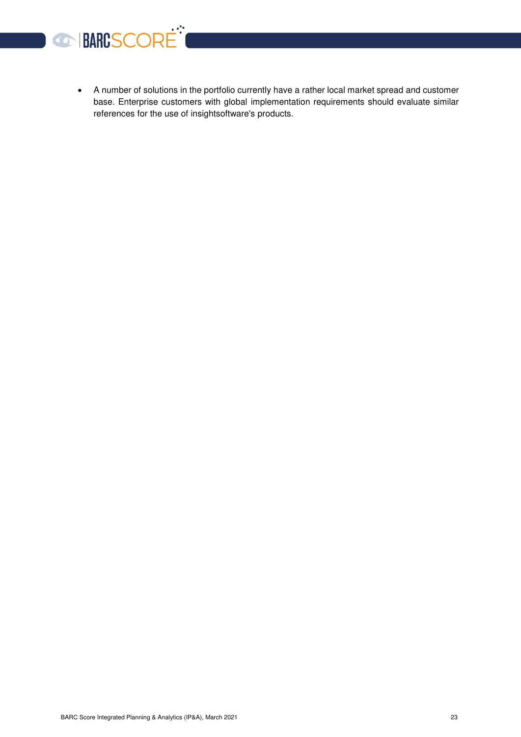- A number of solutions in the portfolio currently have a rather local market spread and customer base. Enterprise customers with global implementation requirements should evaluate similar references for the use of insightsoftware's products.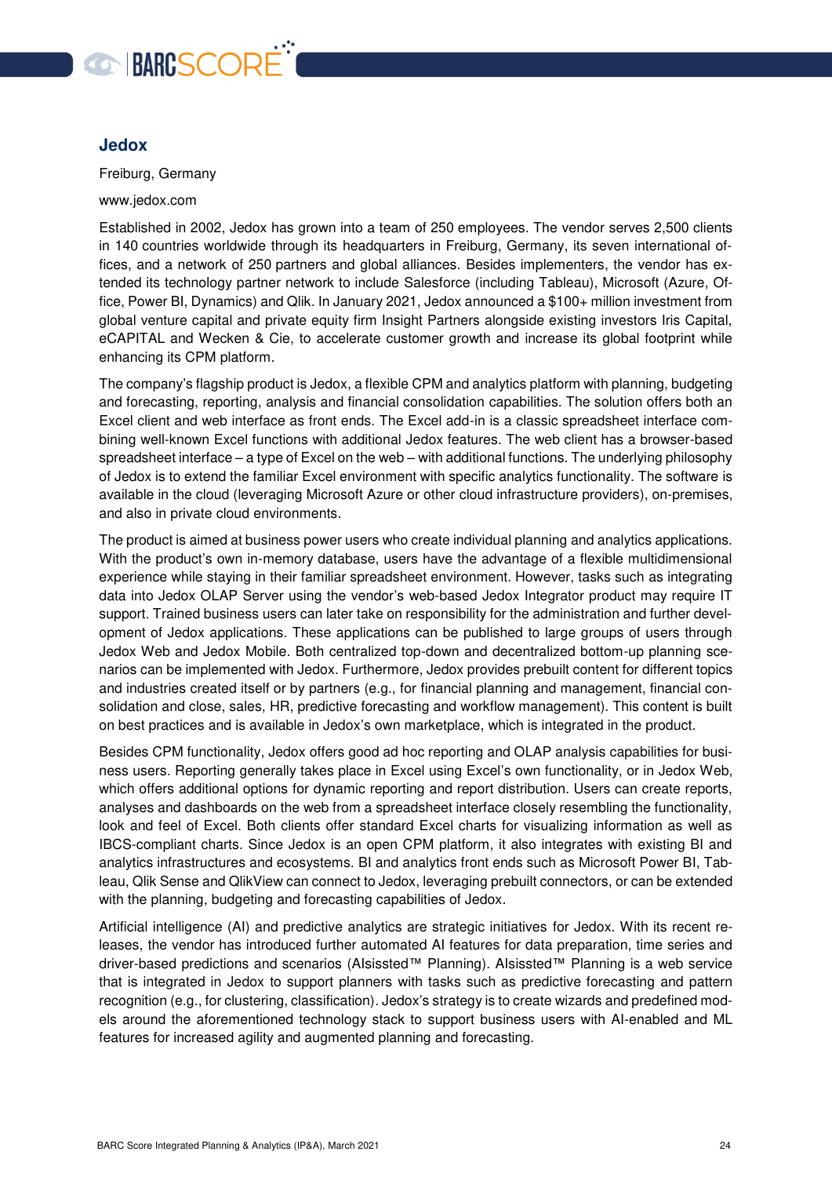## Jedox

Freiburg, Germany

www.jedox.com

Established in 2002, Jedox has grown into a team of 250 employees. The vendor serves 2,500 clients in 140 countries worldwide through its headquarters in Freiburg, Germany, its seven international offices, and a network of 250 partners and global alliances. Besides implementers, the vendor has extended its technology partner network to include Salesforce (including Tableau), Microsoft (Azure, Office, Power BI, Dynamics) and Qlik. In January 2021, Jedox announced a $100+ million investment from global venture capital and private equity firm Insight Partners alongside existing investors Iris Capital, eCAPITAL and Wecken & Cie, to accelerate customer growth and increase its global footprint while enhancing its CPM platform.

The company's flagship product is Jedox, a flexible CPM and analytics platform with planning, budgeting and forecasting, reporting, analysis and financial consolidation capabilities. The solution offers both an Excel client and web interface as front ends. The Excel add-in is a classic spreadsheet interface combining well-known Excel functions with additional Jedox features. The web client has a browser-based spreadsheet interface – a type of Excel on the web – with additional functions. The underlying philosophy of Jedox is to extend the familiar Excel environment with specific analytics functionality. The software is available in the cloud (leveraging Microsoft Azure or other cloud infrastructure providers), on-premises, and also in private cloud environments.

The product is aimed at business power users who create individual planning and analytics applications. With the product's own in-memory database, users have the advantage of a flexible multidimensional experience while staying in their familiar spreadsheet environment. However, tasks such as integrating data into Jedox OLAP Server using the vendor's web-based Jedox Integrator product may require IT support. Trained business users can later take on responsibility for the administration and further development of Jedox applications. These applications can be published to large groups of users through Jedox Web and Jedox Mobile. Both centralized top-down and decentralized bottom-up planning scenarios can be implemented with Jedox. Furthermore, Jedox provides prebuilt content for different topics and industries created itself or by partners (e.g., for financial planning and management, financial consolidation and close, sales, HR, predictive forecasting and workflow management). This content is built on best practices and is available in Jedox's own marketplace, which is integrated in the product.

Besides CPM functionality, Jedox offers good ad hoc reporting and OLAP analysis capabilities for business users. Reporting generally takes place in Excel using Excel's own functionality, or in Jedox Web, which offers additional options for dynamic reporting and report distribution. Users can create reports, analyses and dashboards on the web from a spreadsheet interface closely resembling the functionality, look and feel of Excel. Both clients offer standard Excel charts for visualizing information as well as IBCS-compliant charts. Since Jedox is an open CPM platform, it also integrates with existing BI and analytics infrastructures and ecosystems. BI and analytics front ends such as Microsoft Power BI, Tableau, Qlik Sense and QlikView can connect to Jedox, leveraging prebuilt connectors, or can be extended with the planning, budgeting and forecasting capabilities of Jedox.

Artificial intelligence (AI) and predictive analytics are strategic initiatives for Jedox. With its recent releases, the vendor has introduced further automated AI features for data preparation, time series and driver-based predictions and scenarios (AIsissted™ Planning). AIsissted™ Planning is a web service that is integrated in Jedox to support planners with tasks such as predictive forecasting and pattern recognition (e.g., for clustering, classification). Jedox's strategy is to create wizards and predefined models around the aforementioned technology stack to support business users with AI-enabled and ML features for increased agility and augmented planning and forecasting.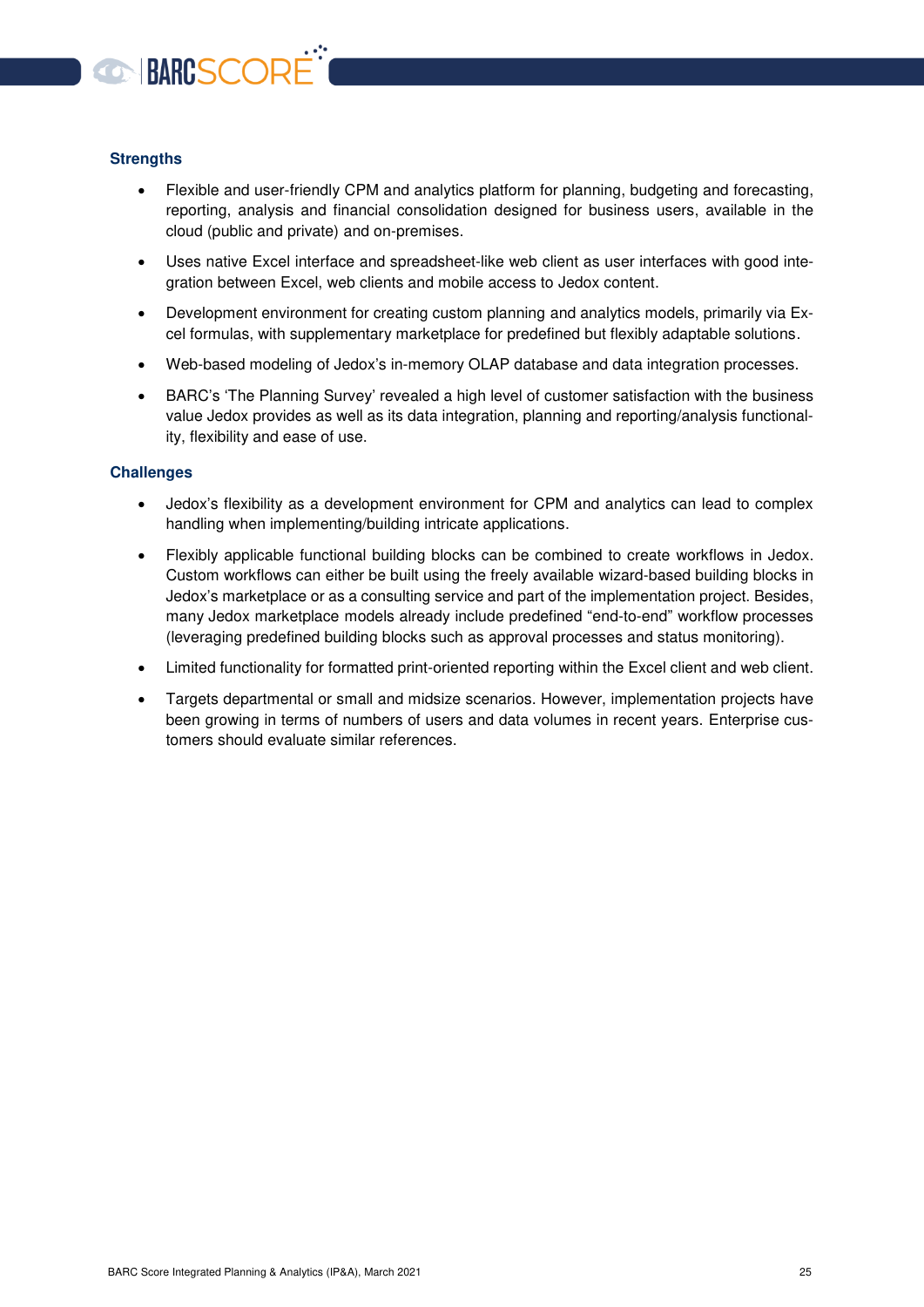### Strengths

- Flexible and user-friendly CPM and analytics platform for planning, budgeting and forecasting, reporting, analysis and financial consolidation designed for business users, available in the cloud (public and private) and on-premises.
- Uses native Excel interface and spreadsheet-like web client as user interfaces with good integration between Excel, web clients and mobile access to Jedox content.
- Development environment for creating custom planning and analytics models, primarily via Excel formulas, with supplementary marketplace for predefined but flexibly adaptable solutions.
- Web-based modeling of Jedox's in-memory OLAP database and data integration processes.
- BARC's 'The Planning Survey' revealed a high level of customer satisfaction with the business value Jedox provides as well as its data integration, planning and reporting/analysis functionality, flexibility and ease of use.

### Challenges

- Jedox's flexibility as a development environment for CPM and analytics can lead to complex handling when implementing/building intricate applications.
- Flexibly applicable functional building blocks can be combined to create workflows in Jedox. Custom workflows can either be built using the freely available wizard-based building blocks in Jedox's marketplace or as a consulting service and part of the implementation project. Besides, many Jedox marketplace models already include predefined "end-to-end" workflow processes (leveraging predefined building blocks such as approval processes and status monitoring).
- Limited functionality for formatted print-oriented reporting within the Excel client and web client.
- Targets departmental or small and midsize scenarios. However, implementation projects have been growing in terms of numbers of users and data volumes in recent years. Enterprise customers should evaluate similar references.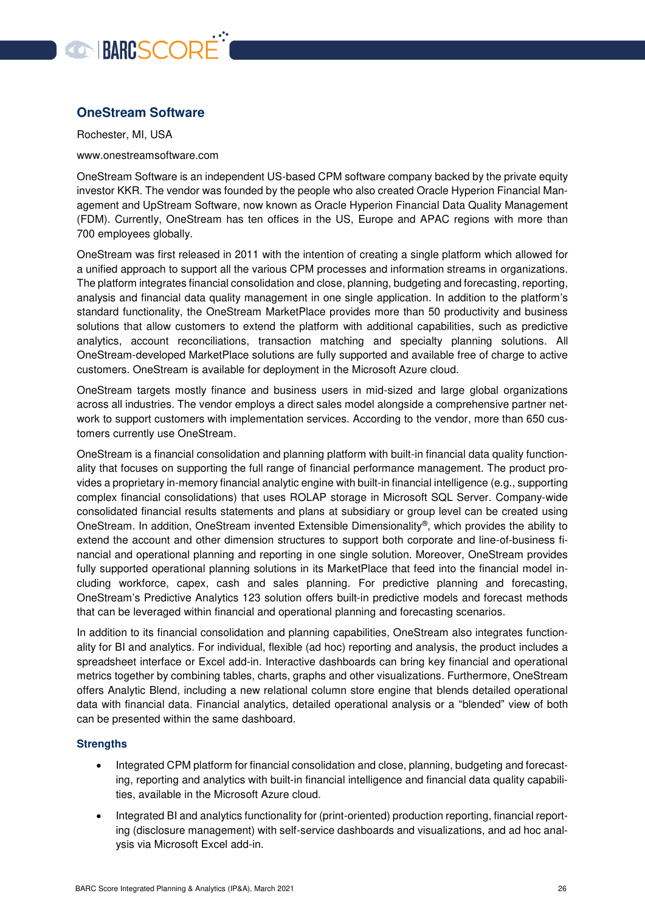## OneStream Software

Rochester, MI, USA

www.onestreamsoftware.com

OneStream Software is an independent US-based CPM software company backed by the private equity investor KKR. The vendor was founded by the people who also created Oracle Hyperion Financial Management and UpStream Software, now known as Oracle Hyperion Financial Data Quality Management (FDM). Currently, OneStream has ten offices in the US, Europe and APAC regions with more than 700 employees globally.

OneStream was first released in 2011 with the intention of creating a single platform which allowed for a unified approach to support all the various CPM processes and information streams in organizations. The platform integrates financial consolidation and close, planning, budgeting and forecasting, reporting, analysis and financial data quality management in one single application. In addition to the platform's standard functionality, the OneStream MarketPlace provides more than 50 productivity and business solutions that allow customers to extend the platform with additional capabilities, such as predictive analytics, account reconciliations, transaction matching and specialty planning solutions. All OneStream-developed MarketPlace solutions are fully supported and available free of charge to active customers. OneStream is available for deployment in the Microsoft Azure cloud.

OneStream targets mostly finance and business users in mid-sized and large global organizations across all industries. The vendor employs a direct sales model alongside a comprehensive partner network to support customers with implementation services. According to the vendor, more than 650 customers currently use OneStream.

OneStream is a financial consolidation and planning platform with built-in financial data quality functionality that focuses on supporting the full range of financial performance management. The product provides a proprietary in-memory financial analytic engine with built-in financial intelligence (e.g., supporting complex financial consolidations) that uses ROLAP storage in Microsoft SQL Server. Company-wide consolidated financial results statements and plans at subsidiary or group level can be created using OneStream. In addition, OneStream invented Extensible Dimensionality®, which provides the ability to extend the account and other dimension structures to support both corporate and line-of-business financial and operational planning and reporting in one single solution. Moreover, OneStream provides fully supported operational planning solutions in its MarketPlace that feed into the financial model including workforce, capex, cash and sales planning. For predictive planning and forecasting, OneStream's Predictive Analytics 123 solution offers built-in predictive models and forecast methods that can be leveraged within financial and operational planning and forecasting scenarios.

In addition to its financial consolidation and planning capabilities, OneStream also integrates functionality for BI and analytics. For individual, flexible (ad hoc) reporting and analysis, the product includes a spreadsheet interface or Excel add-in. Interactive dashboards can bring key financial and operational metrics together by combining tables, charts, graphs and other visualizations. Furthermore, OneStream offers Analytic Blend, including a new relational column store engine that blends detailed operational data with financial data. Financial analytics, detailed operational analysis or a "blended" view of both can be presented within the same dashboard.

### Strengths

- Integrated CPM platform for financial consolidation and close, planning, budgeting and forecasting, reporting and analytics with built-in financial intelligence and financial data quality capabilities, available in the Microsoft Azure cloud.
- Integrated BI and analytics functionality for (print-oriented) production reporting, financial reporting (disclosure management) with self-service dashboards and visualizations, and ad hoc analysis via Microsoft Excel add-in.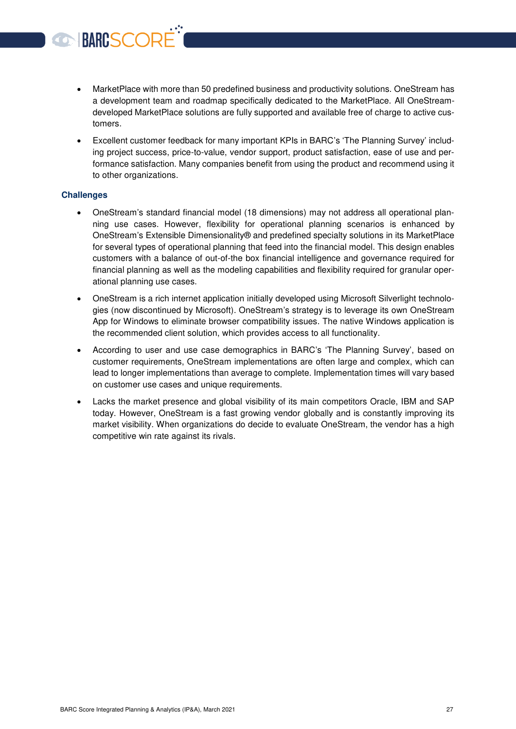- MarketPlace with more than 50 predefined business and productivity solutions. OneStream has a development team and roadmap specifically dedicated to the MarketPlace. All OneStream-developed MarketPlace solutions are fully supported and available free of charge to active customers.
- Excellent customer feedback for many important KPIs in BARC's 'The Planning Survey' including project success, price-to-value, vendor support, product satisfaction, ease of use and performance satisfaction. Many companies benefit from using the product and recommend using it to other organizations.

### Challenges

- OneStream's standard financial model (18 dimensions) may not address all operational planning use cases. However, flexibility for operational planning scenarios is enhanced by OneStream's Extensible Dimensionality® and predefined specialty solutions in its MarketPlace for several types of operational planning that feed into the financial model. This design enables customers with a balance of out-of-the box financial intelligence and governance required for financial planning as well as the modeling capabilities and flexibility required for granular operational planning use cases.
- OneStream is a rich internet application initially developed using Microsoft Silverlight technologies (now discontinued by Microsoft). OneStream's strategy is to leverage its own OneStream App for Windows to eliminate browser compatibility issues. The native Windows application is the recommended client solution, which provides access to all functionality.
- According to user and use case demographics in BARC's 'The Planning Survey', based on customer requirements, OneStream implementations are often large and complex, which can lead to longer implementations than average to complete. Implementation times will vary based on customer use cases and unique requirements.
- Lacks the market presence and global visibility of its main competitors Oracle, IBM and SAP today. However, OneStream is a fast growing vendor globally and is constantly improving its market visibility. When organizations do decide to evaluate OneStream, the vendor has a high competitive win rate against its rivals.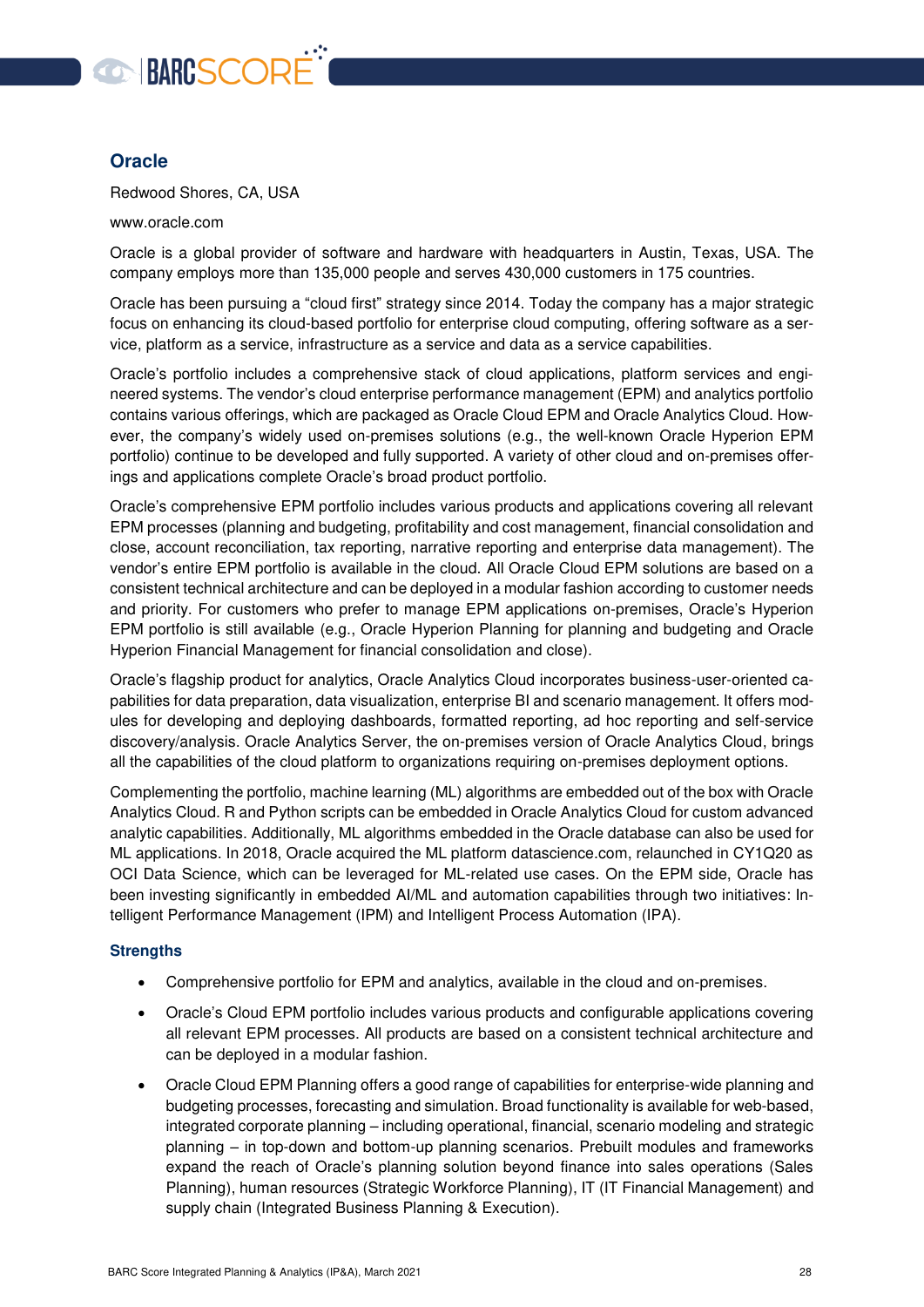## Oracle

Redwood Shores, CA, USA

www.oracle.com

Oracle is a global provider of software and hardware with headquarters in Austin, Texas, USA. The company employs more than 135,000 people and serves 430,000 customers in 175 countries.

Oracle has been pursuing a "cloud first" strategy since 2014. Today the company has a major strategic focus on enhancing its cloud-based portfolio for enterprise cloud computing, offering software as a service, platform as a service, infrastructure as a service and data as a service capabilities.

Oracle's portfolio includes a comprehensive stack of cloud applications, platform services and engineered systems. The vendor's cloud enterprise performance management (EPM) and analytics portfolio contains various offerings, which are packaged as Oracle Cloud EPM and Oracle Analytics Cloud. However, the company's widely used on-premises solutions (e.g., the well-known Oracle Hyperion EPM portfolio) continue to be developed and fully supported. A variety of other cloud and on-premises offerings and applications complete Oracle's broad product portfolio.

Oracle's comprehensive EPM portfolio includes various products and applications covering all relevant EPM processes (planning and budgeting, profitability and cost management, financial consolidation and close, account reconciliation, tax reporting, narrative reporting and enterprise data management). The vendor's entire EPM portfolio is available in the cloud. All Oracle Cloud EPM solutions are based on a consistent technical architecture and can be deployed in a modular fashion according to customer needs and priority. For customers who prefer to manage EPM applications on-premises, Oracle's Hyperion EPM portfolio is still available (e.g., Oracle Hyperion Planning for planning and budgeting and Oracle Hyperion Financial Management for financial consolidation and close).

Oracle's flagship product for analytics, Oracle Analytics Cloud incorporates business-user-oriented capabilities for data preparation, data visualization, enterprise BI and scenario management. It offers modules for developing and deploying dashboards, formatted reporting, ad hoc reporting and self-service discovery/analysis. Oracle Analytics Server, the on-premises version of Oracle Analytics Cloud, brings all the capabilities of the cloud platform to organizations requiring on-premises deployment options.

Complementing the portfolio, machine learning (ML) algorithms are embedded out of the box with Oracle Analytics Cloud. R and Python scripts can be embedded in Oracle Analytics Cloud for custom advanced analytic capabilities. Additionally, ML algorithms embedded in the Oracle database can also be used for ML applications. In 2018, Oracle acquired the ML platform datascience.com, relaunched in CY1Q20 as OCI Data Science, which can be leveraged for ML-related use cases. On the EPM side, Oracle has been investing significantly in embedded AI/ML and automation capabilities through two initiatives: Intelligent Performance Management (IPM) and Intelligent Process Automation (IPA).

### Strengths

- Comprehensive portfolio for EPM and analytics, available in the cloud and on-premises.
- Oracle's Cloud EPM portfolio includes various products and configurable applications covering all relevant EPM processes. All products are based on a consistent technical architecture and can be deployed in a modular fashion.
- Oracle Cloud EPM Planning offers a good range of capabilities for enterprise-wide planning and budgeting processes, forecasting and simulation. Broad functionality is available for web-based, integrated corporate planning – including operational, financial, scenario modeling and strategic planning – in top-down and bottom-up planning scenarios. Prebuilt modules and frameworks expand the reach of Oracle's planning solution beyond finance into sales operations (Sales Planning), human resources (Strategic Workforce Planning), IT (IT Financial Management) and supply chain (Integrated Business Planning & Execution).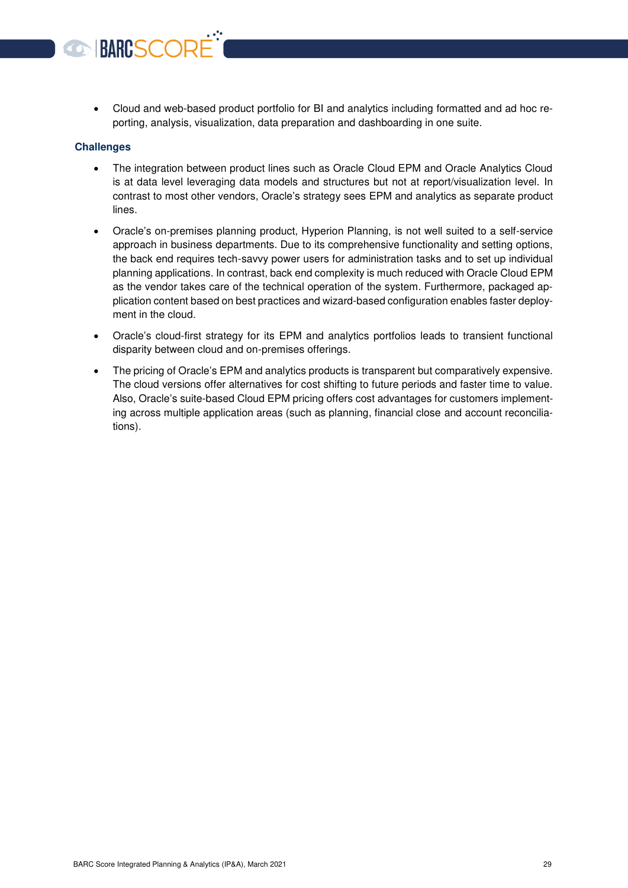- Cloud and web-based product portfolio for BI and analytics including formatted and ad hoc reporting, analysis, visualization, data preparation and dashboarding in one suite.

### Challenges

- The integration between product lines such as Oracle Cloud EPM and Oracle Analytics Cloud is at data level leveraging data models and structures but not at report/visualization level. In contrast to most other vendors, Oracle's strategy sees EPM and analytics as separate product lines.
- Oracle's on-premises planning product, Hyperion Planning, is not well suited to a self-service approach in business departments. Due to its comprehensive functionality and setting options, the back end requires tech-savvy power users for administration tasks and to set up individual planning applications. In contrast, back end complexity is much reduced with Oracle Cloud EPM as the vendor takes care of the technical operation of the system. Furthermore, packaged application content based on best practices and wizard-based configuration enables faster deployment in the cloud.
- Oracle's cloud-first strategy for its EPM and analytics portfolios leads to transient functional disparity between cloud and on-premises offerings.
- The pricing of Oracle's EPM and analytics products is transparent but comparatively expensive. The cloud versions offer alternatives for cost shifting to future periods and faster time to value. Also, Oracle's suite-based Cloud EPM pricing offers cost advantages for customers implementing across multiple application areas (such as planning, financial close and account reconciliations).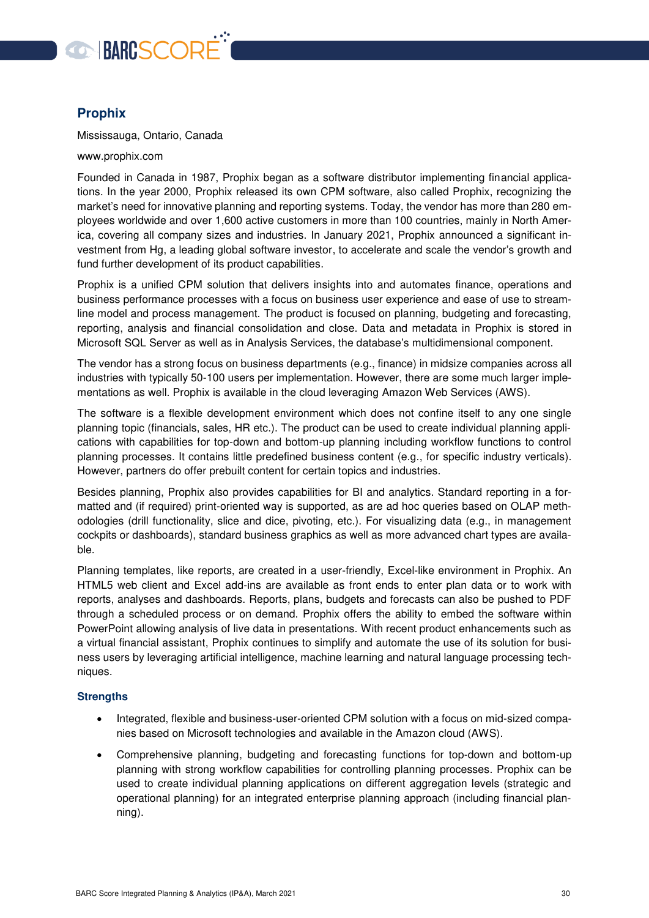## Prophix

Mississauga, Ontario, Canada

www.prophix.com

Founded in Canada in 1987, Prophix began as a software distributor implementing financial applications. In the year 2000, Prophix released its own CPM software, also called Prophix, recognizing the market's need for innovative planning and reporting systems. Today, the vendor has more than 280 employees worldwide and over 1,600 active customers in more than 100 countries, mainly in North America, covering all company sizes and industries. In January 2021, Prophix announced a significant investment from Hg, a leading global software investor, to accelerate and scale the vendor's growth and fund further development of its product capabilities.

Prophix is a unified CPM solution that delivers insights into and automates finance, operations and business performance processes with a focus on business user experience and ease of use to streamline model and process management. The product is focused on planning, budgeting and forecasting, reporting, analysis and financial consolidation and close. Data and metadata in Prophix is stored in Microsoft SQL Server as well as in Analysis Services, the database's multidimensional component.

The vendor has a strong focus on business departments (e.g., finance) in midsize companies across all industries with typically 50-100 users per implementation. However, there are some much larger implementations as well. Prophix is available in the cloud leveraging Amazon Web Services (AWS).

The software is a flexible development environment which does not confine itself to any one single planning topic (financials, sales, HR etc.). The product can be used to create individual planning applications with capabilities for top-down and bottom-up planning including workflow functions to control planning processes. It contains little predefined business content (e.g., for specific industry verticals). However, partners do offer prebuilt content for certain topics and industries.

Besides planning, Prophix also provides capabilities for BI and analytics. Standard reporting in a formatted and (if required) print-oriented way is supported, as are ad hoc queries based on OLAP methodologies (drill functionality, slice and dice, pivoting, etc.). For visualizing data (e.g., in management cockpits or dashboards), standard business graphics as well as more advanced chart types are available.

Planning templates, like reports, are created in a user-friendly, Excel-like environment in Prophix. An HTML5 web client and Excel add-ins are available as front ends to enter plan data or to work with reports, analyses and dashboards. Reports, plans, budgets and forecasts can also be pushed to PDF through a scheduled process or on demand. Prophix offers the ability to embed the software within PowerPoint allowing analysis of live data in presentations. With recent product enhancements such as a virtual financial assistant, Prophix continues to simplify and automate the use of its solution for business users by leveraging artificial intelligence, machine learning and natural language processing techniques.

### Strengths

- Integrated, flexible and business-user-oriented CPM solution with a focus on mid-sized companies based on Microsoft technologies and available in the Amazon cloud (AWS).
- Comprehensive planning, budgeting and forecasting functions for top-down and bottom-up planning with strong workflow capabilities for controlling planning processes. Prophix can be used to create individual planning applications on different aggregation levels (strategic and operational planning) for an integrated enterprise planning approach (including financial planning).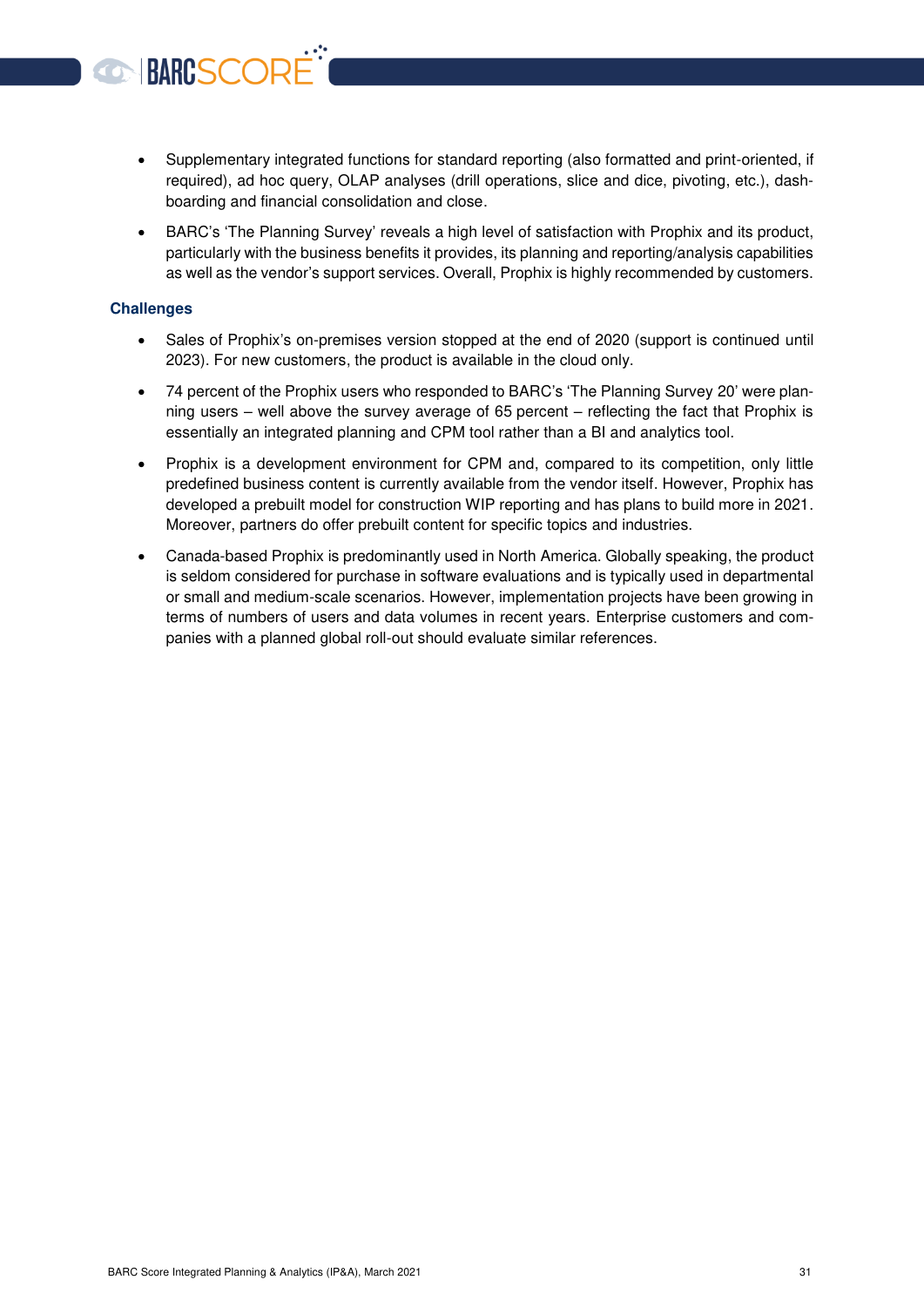- Supplementary integrated functions for standard reporting (also formatted and print-oriented, if required), ad hoc query, OLAP analyses (drill operations, slice and dice, pivoting, etc.), dashboarding and financial consolidation and close.
- BARC's 'The Planning Survey' reveals a high level of satisfaction with Prophix and its product, particularly with the business benefits it provides, its planning and reporting/analysis capabilities as well as the vendor's support services. Overall, Prophix is highly recommended by customers.

### Challenges

- Sales of Prophix's on-premises version stopped at the end of 2020 (support is continued until 2023). For new customers, the product is available in the cloud only.
- 74 percent of the Prophix users who responded to BARC's 'The Planning Survey 20' were planning users – well above the survey average of 65 percent – reflecting the fact that Prophix is essentially an integrated planning and CPM tool rather than a BI and analytics tool.
- Prophix is a development environment for CPM and, compared to its competition, only little predefined business content is currently available from the vendor itself. However, Prophix has developed a prebuilt model for construction WIP reporting and has plans to build more in 2021. Moreover, partners do offer prebuilt content for specific topics and industries.
- Canada-based Prophix is predominantly used in North America. Globally speaking, the product is seldom considered for purchase in software evaluations and is typically used in departmental or small and medium-scale scenarios. However, implementation projects have been growing in terms of numbers of users and data volumes in recent years. Enterprise customers and companies with a planned global roll-out should evaluate similar references.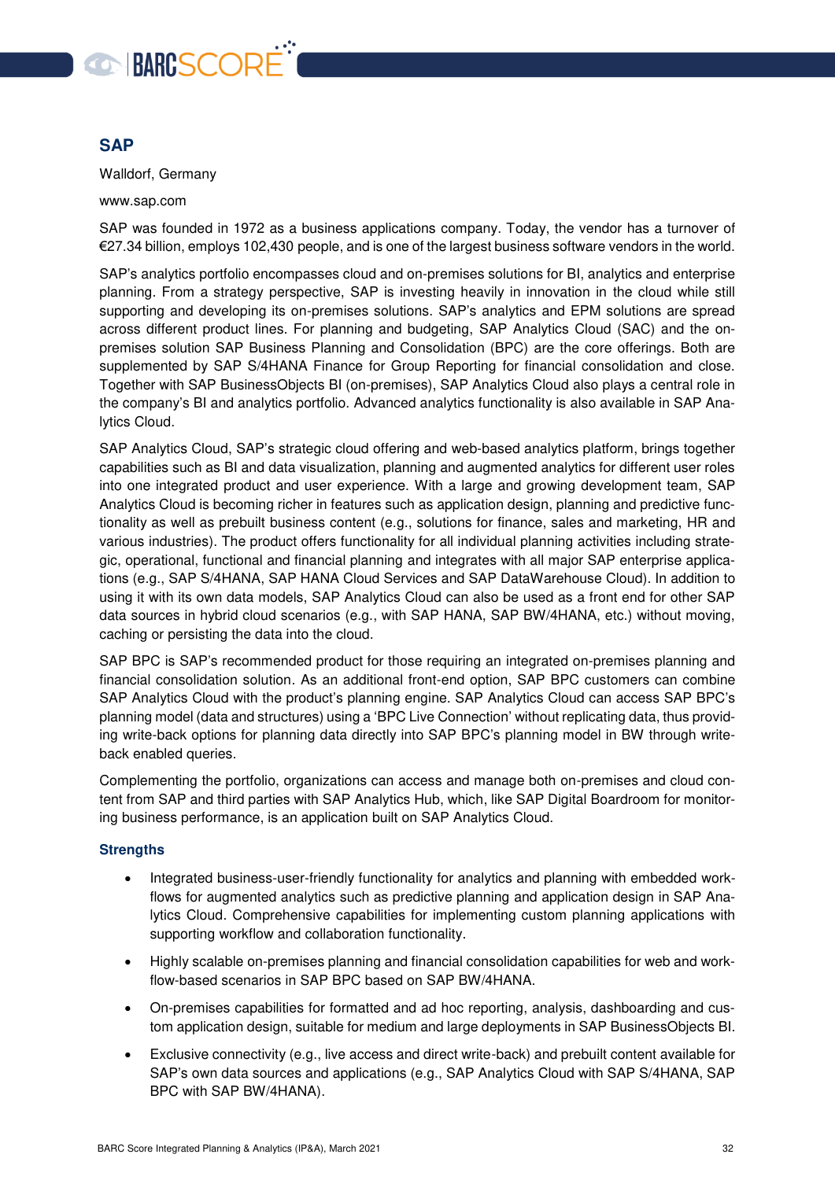## SAP

Walldorf, Germany

www.sap.com

SAP was founded in 1972 as a business applications company. Today, the vendor has a turnover of €27.34 billion, employs 102,430 people, and is one of the largest business software vendors in the world.

SAP's analytics portfolio encompasses cloud and on-premises solutions for BI, analytics and enterprise planning. From a strategy perspective, SAP is investing heavily in innovation in the cloud while still supporting and developing its on-premises solutions. SAP's analytics and EPM solutions are spread across different product lines. For planning and budgeting, SAP Analytics Cloud (SAC) and the on-premises solution SAP Business Planning and Consolidation (BPC) are the core offerings. Both are supplemented by SAP S/4HANA Finance for Group Reporting for financial consolidation and close. Together with SAP BusinessObjects BI (on-premises), SAP Analytics Cloud also plays a central role in the company's BI and analytics portfolio. Advanced analytics functionality is also available in SAP Analytics Cloud.

SAP Analytics Cloud, SAP's strategic cloud offering and web-based analytics platform, brings together capabilities such as BI and data visualization, planning and augmented analytics for different user roles into one integrated product and user experience. With a large and growing development team, SAP Analytics Cloud is becoming richer in features such as application design, planning and predictive functionality as well as prebuilt business content (e.g., solutions for finance, sales and marketing, HR and various industries). The product offers functionality for all individual planning activities including strategic, operational, functional and financial planning and integrates with all major SAP enterprise applications (e.g., SAP S/4HANA, SAP HANA Cloud Services and SAP DataWarehouse Cloud). In addition to using it with its own data models, SAP Analytics Cloud can also be used as a front end for other SAP data sources in hybrid cloud scenarios (e.g., with SAP HANA, SAP BW/4HANA, etc.) without moving, caching or persisting the data into the cloud.

SAP BPC is SAP's recommended product for those requiring an integrated on-premises planning and financial consolidation solution. As an additional front-end option, SAP BPC customers can combine SAP Analytics Cloud with the product's planning engine. SAP Analytics Cloud can access SAP BPC's planning model (data and structures) using a 'BPC Live Connection' without replicating data, thus providing write-back options for planning data directly into SAP BPC's planning model in BW through write-back enabled queries.

Complementing the portfolio, organizations can access and manage both on-premises and cloud content from SAP and third parties with SAP Analytics Hub, which, like SAP Digital Boardroom for monitoring business performance, is an application built on SAP Analytics Cloud.

### Strengths

- Integrated business-user-friendly functionality for analytics and planning with embedded workflows for augmented analytics such as predictive planning and application design in SAP Analytics Cloud. Comprehensive capabilities for implementing custom planning applications with supporting workflow and collaboration functionality.
- Highly scalable on-premises planning and financial consolidation capabilities for web and workflow-based scenarios in SAP BPC based on SAP BW/4HANA.
- On-premises capabilities for formatted and ad hoc reporting, analysis, dashboarding and custom application design, suitable for medium and large deployments in SAP BusinessObjects BI.
- Exclusive connectivity (e.g., live access and direct write-back) and prebuilt content available for SAP's own data sources and applications (e.g., SAP Analytics Cloud with SAP S/4HANA, SAP BPC with SAP BW/4HANA).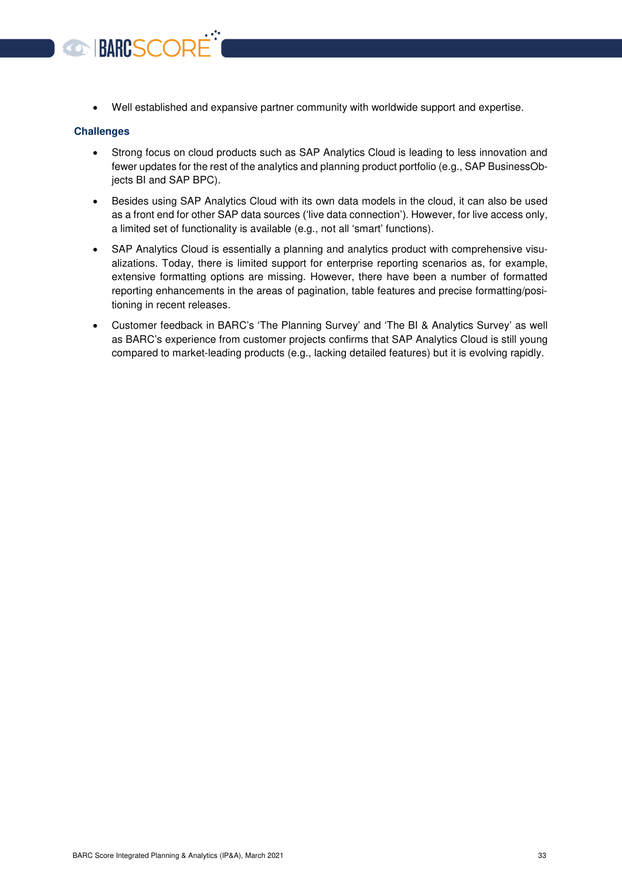- Well established and expansive partner community with worldwide support and expertise.

### Challenges

- Strong focus on cloud products such as SAP Analytics Cloud is leading to less innovation and fewer updates for the rest of the analytics and planning product portfolio (e.g., SAP BusinessObjects BI and SAP BPC).
- Besides using SAP Analytics Cloud with its own data models in the cloud, it can also be used as a front end for other SAP data sources ('live data connection'). However, for live access only, a limited set of functionality is available (e.g., not all 'smart' functions).
- SAP Analytics Cloud is essentially a planning and analytics product with comprehensive visualizations. Today, there is limited support for enterprise reporting scenarios as, for example, extensive formatting options are missing. However, there have been a number of formatted reporting enhancements in the areas of pagination, table features and precise formatting/positioning in recent releases.
- Customer feedback in BARC's 'The Planning Survey' and 'The BI & Analytics Survey' as well as BARC's experience from customer projects confirms that SAP Analytics Cloud is still young compared to market-leading products (e.g., lacking detailed features) but it is evolving rapidly.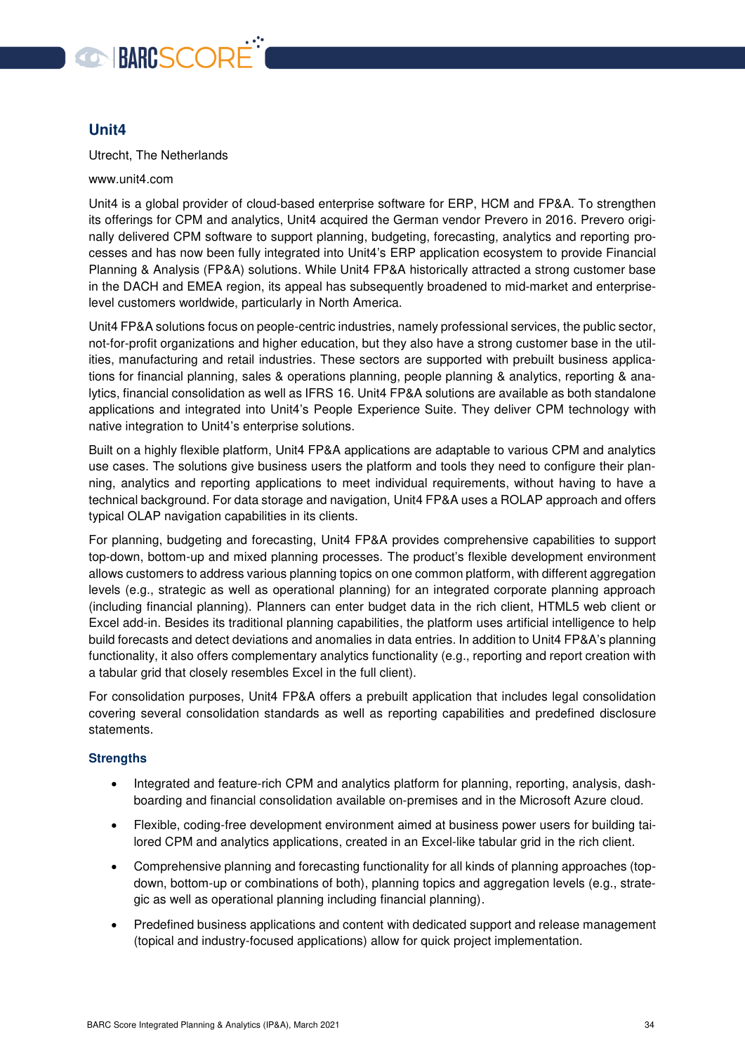## Unit4

Utrecht, The Netherlands

www.unit4.com

Unit4 is a global provider of cloud-based enterprise software for ERP, HCM and FP&A. To strengthen its offerings for CPM and analytics, Unit4 acquired the German vendor Prevero in 2016. Prevero originally delivered CPM software to support planning, budgeting, forecasting, analytics and reporting processes and has now been fully integrated into Unit4's ERP application ecosystem to provide Financial Planning & Analysis (FP&A) solutions. While Unit4 FP&A historically attracted a strong customer base in the DACH and EMEA region, its appeal has subsequently broadened to mid-market and enterprise-level customers worldwide, particularly in North America.

Unit4 FP&A solutions focus on people-centric industries, namely professional services, the public sector, not-for-profit organizations and higher education, but they also have a strong customer base in the utilities, manufacturing and retail industries. These sectors are supported with prebuilt business applications for financial planning, sales & operations planning, people planning & analytics, reporting & analytics, financial consolidation as well as IFRS 16. Unit4 FP&A solutions are available as both standalone applications and integrated into Unit4's People Experience Suite. They deliver CPM technology with native integration to Unit4's enterprise solutions.

Built on a highly flexible platform, Unit4 FP&A applications are adaptable to various CPM and analytics use cases. The solutions give business users the platform and tools they need to configure their planning, analytics and reporting applications to meet individual requirements, without having to have a technical background. For data storage and navigation, Unit4 FP&A uses a ROLAP approach and offers typical OLAP navigation capabilities in its clients.

For planning, budgeting and forecasting, Unit4 FP&A provides comprehensive capabilities to support top-down, bottom-up and mixed planning processes. The product's flexible development environment allows customers to address various planning topics on one common platform, with different aggregation levels (e.g., strategic as well as operational planning) for an integrated corporate planning approach (including financial planning). Planners can enter budget data in the rich client, HTML5 web client or Excel add-in. Besides its traditional planning capabilities, the platform uses artificial intelligence to help build forecasts and detect deviations and anomalies in data entries. In addition to Unit4 FP&A's planning functionality, it also offers complementary analytics functionality (e.g., reporting and report creation with a tabular grid that closely resembles Excel in the full client).

For consolidation purposes, Unit4 FP&A offers a prebuilt application that includes legal consolidation covering several consolidation standards as well as reporting capabilities and predefined disclosure statements.

### Strengths

- Integrated and feature-rich CPM and analytics platform for planning, reporting, analysis, dashboarding and financial consolidation available on-premises and in the Microsoft Azure cloud.
- Flexible, coding-free development environment aimed at business power users for building tailored CPM and analytics applications, created in an Excel-like tabular grid in the rich client.
- Comprehensive planning and forecasting functionality for all kinds of planning approaches (top-down, bottom-up or combinations of both), planning topics and aggregation levels (e.g., strategic as well as operational planning including financial planning).
- Predefined business applications and content with dedicated support and release management (topical and industry-focused applications) allow for quick project implementation.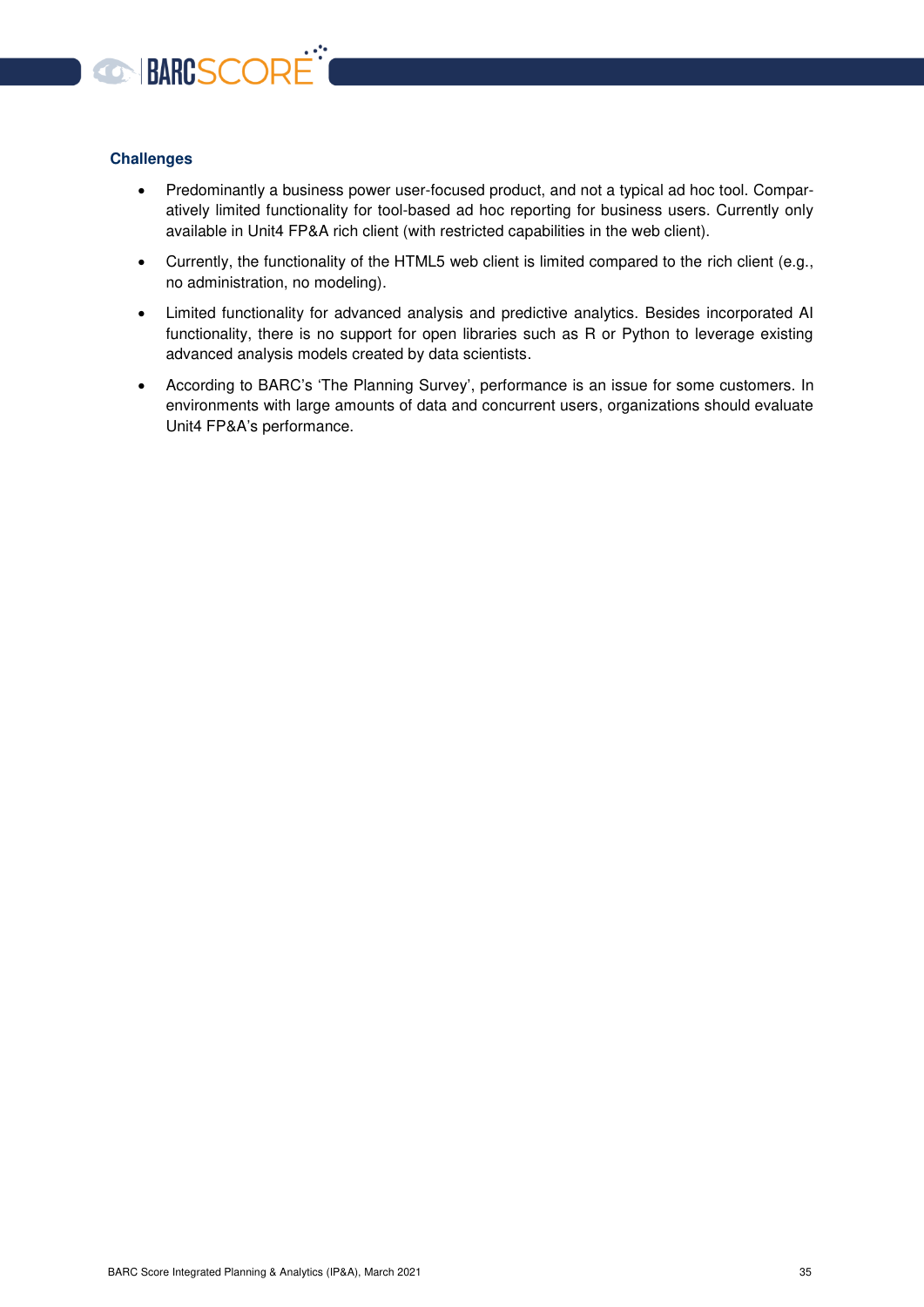### Challenges

- Predominantly a business power user-focused product, and not a typical ad hoc tool. Comparatively limited functionality for tool-based ad hoc reporting for business users. Currently only available in Unit4 FP&A rich client (with restricted capabilities in the web client).
- Currently, the functionality of the HTML5 web client is limited compared to the rich client (e.g., no administration, no modeling).
- Limited functionality for advanced analysis and predictive analytics. Besides incorporated AI functionality, there is no support for open libraries such as R or Python to leverage existing advanced analysis models created by data scientists.
- According to BARC's 'The Planning Survey', performance is an issue for some customers. In environments with large amounts of data and concurrent users, organizations should evaluate Unit4 FP&A's performance.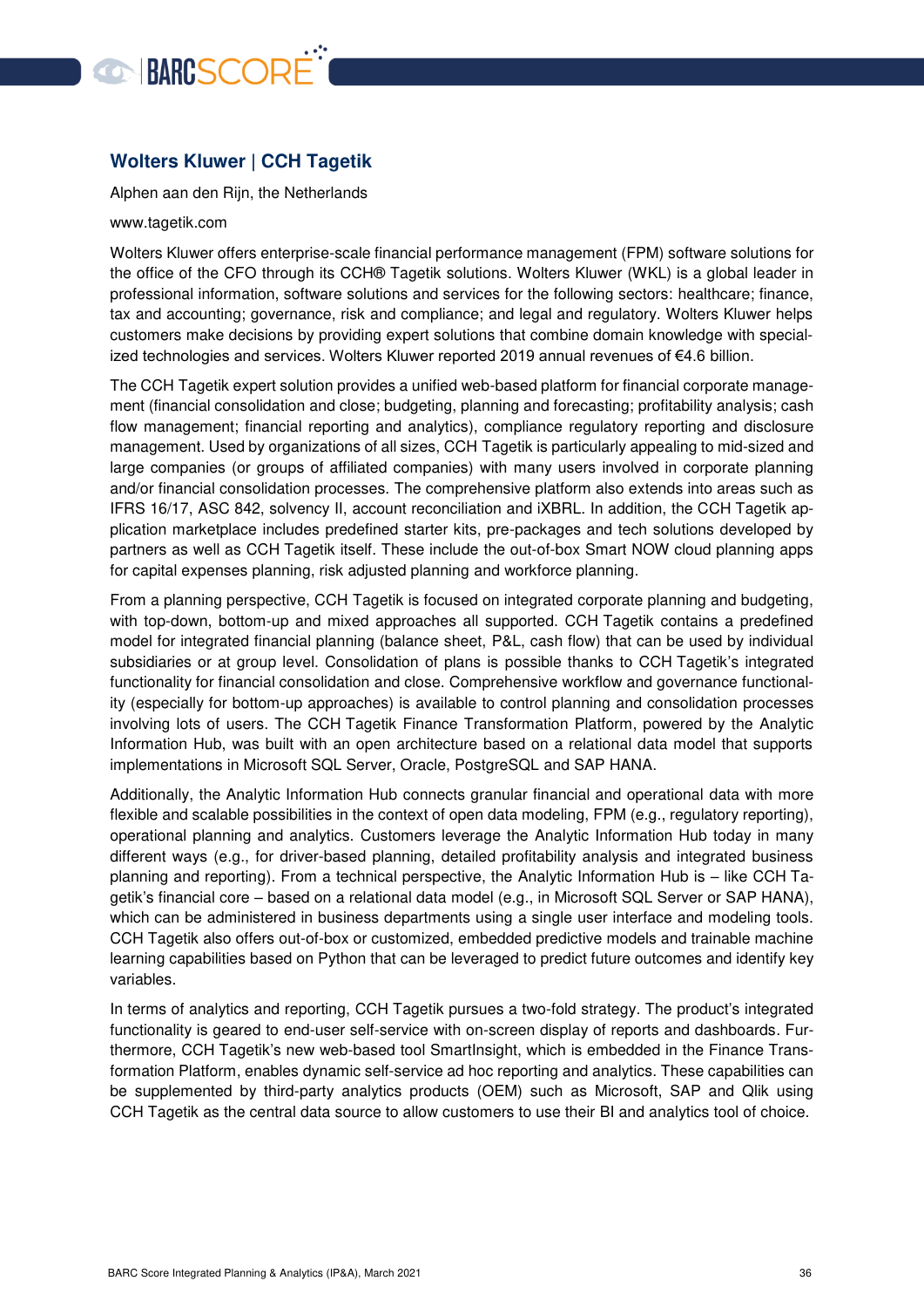## Wolters Kluwer | CCH Tagetik

Alphen aan den Rijn, the Netherlands

www.tagetik.com

Wolters Kluwer offers enterprise-scale financial performance management (FPM) software solutions for the office of the CFO through its CCH® Tagetik solutions. Wolters Kluwer (WKL) is a global leader in professional information, software solutions and services for the following sectors: healthcare; finance, tax and accounting; governance, risk and compliance; and legal and regulatory. Wolters Kluwer helps customers make decisions by providing expert solutions that combine domain knowledge with specialized technologies and services. Wolters Kluwer reported 2019 annual revenues of €4.6 billion.

The CCH Tagetik expert solution provides a unified web-based platform for financial corporate management (financial consolidation and close; budgeting, planning and forecasting; profitability analysis; cash flow management; financial reporting and analytics), compliance regulatory reporting and disclosure management. Used by organizations of all sizes, CCH Tagetik is particularly appealing to mid-sized and large companies (or groups of affiliated companies) with many users involved in corporate planning and/or financial consolidation processes. The comprehensive platform also extends into areas such as IFRS 16/17, ASC 842, solvency II, account reconciliation and iXBRL. In addition, the CCH Tagetik application marketplace includes predefined starter kits, pre-packages and tech solutions developed by partners as well as CCH Tagetik itself. These include the out-of-box Smart NOW cloud planning apps for capital expenses planning, risk adjusted planning and workforce planning.

From a planning perspective, CCH Tagetik is focused on integrated corporate planning and budgeting, with top-down, bottom-up and mixed approaches all supported. CCH Tagetik contains a predefined model for integrated financial planning (balance sheet, P&L, cash flow) that can be used by individual subsidiaries or at group level. Consolidation of plans is possible thanks to CCH Tagetik's integrated functionality for financial consolidation and close. Comprehensive workflow and governance functionality (especially for bottom-up approaches) is available to control planning and consolidation processes involving lots of users. The CCH Tagetik Finance Transformation Platform, powered by the Analytic Information Hub, was built with an open architecture based on a relational data model that supports implementations in Microsoft SQL Server, Oracle, PostgreSQL and SAP HANA.

Additionally, the Analytic Information Hub connects granular financial and operational data with more flexible and scalable possibilities in the context of open data modeling, FPM (e.g., regulatory reporting), operational planning and analytics. Customers leverage the Analytic Information Hub today in many different ways (e.g., for driver-based planning, detailed profitability analysis and integrated business planning and reporting). From a technical perspective, the Analytic Information Hub is – like CCH Tagetik's financial core – based on a relational data model (e.g., in Microsoft SQL Server or SAP HANA), which can be administered in business departments using a single user interface and modeling tools. CCH Tagetik also offers out-of-box or customized, embedded predictive models and trainable machine learning capabilities based on Python that can be leveraged to predict future outcomes and identify key variables.

In terms of analytics and reporting, CCH Tagetik pursues a two-fold strategy. The product's integrated functionality is geared to end-user self-service with on-screen display of reports and dashboards. Furthermore, CCH Tagetik's new web-based tool SmartInsight, which is embedded in the Finance Transformation Platform, enables dynamic self-service ad hoc reporting and analytics. These capabilities can be supplemented by third-party analytics products (OEM) such as Microsoft, SAP and Qlik using CCH Tagetik as the central data source to allow customers to use their BI and analytics tool of choice.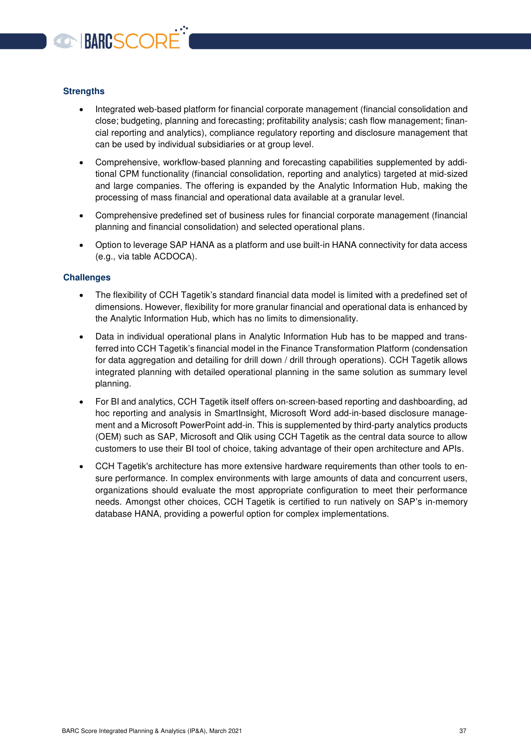### Strengths

- Integrated web-based platform for financial corporate management (financial consolidation and close; budgeting, planning and forecasting; profitability analysis; cash flow management; financial reporting and analytics), compliance regulatory reporting and disclosure management that can be used by individual subsidiaries or at group level.
- Comprehensive, workflow-based planning and forecasting capabilities supplemented by additional CPM functionality (financial consolidation, reporting and analytics) targeted at mid-sized and large companies. The offering is expanded by the Analytic Information Hub, making the processing of mass financial and operational data available at a granular level.
- Comprehensive predefined set of business rules for financial corporate management (financial planning and financial consolidation) and selected operational plans.
- Option to leverage SAP HANA as a platform and use built-in HANA connectivity for data access (e.g., via table ACDOCA).

### Challenges

- The flexibility of CCH Tagetik's standard financial data model is limited with a predefined set of dimensions. However, flexibility for more granular financial and operational data is enhanced by the Analytic Information Hub, which has no limits to dimensionality.
- Data in individual operational plans in Analytic Information Hub has to be mapped and transferred into CCH Tagetik's financial model in the Finance Transformation Platform (condensation for data aggregation and detailing for drill down / drill through operations). CCH Tagetik allows integrated planning with detailed operational planning in the same solution as summary level planning.
- For BI and analytics, CCH Tagetik itself offers on-screen-based reporting and dashboarding, ad hoc reporting and analysis in SmartInsight, Microsoft Word add-in-based disclosure management and a Microsoft PowerPoint add-in. This is supplemented by third-party analytics products (OEM) such as SAP, Microsoft and Qlik using CCH Tagetik as the central data source to allow customers to use their BI tool of choice, taking advantage of their open architecture and APIs.
- CCH Tagetik's architecture has more extensive hardware requirements than other tools to ensure performance. In complex environments with large amounts of data and concurrent users, organizations should evaluate the most appropriate configuration to meet their performance needs. Amongst other choices, CCH Tagetik is certified to run natively on SAP's in-memory database HANA, providing a powerful option for complex implementations.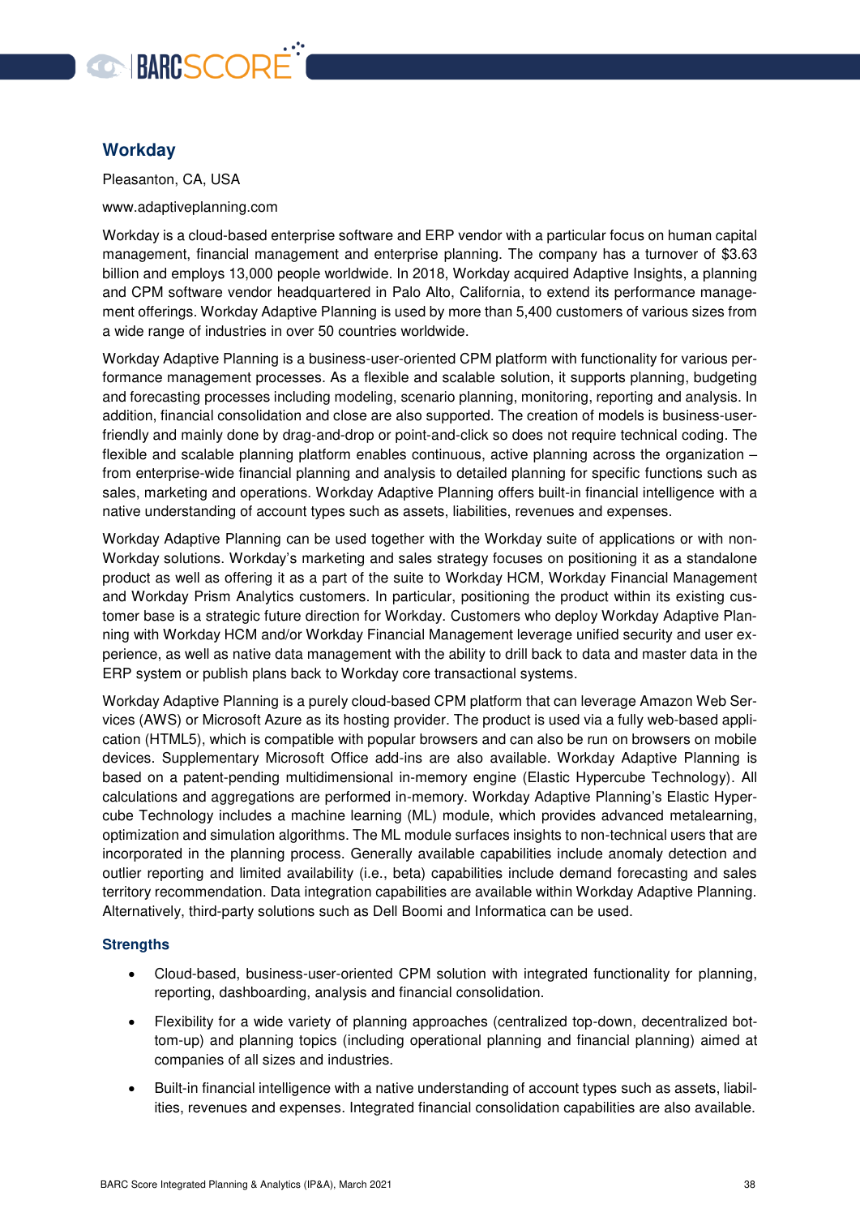## Workday

Pleasanton, CA, USA

www.adaptiveplanning.com

Workday is a cloud-based enterprise software and ERP vendor with a particular focus on human capital management, financial management and enterprise planning. The company has a turnover of $3.63 billion and employs 13,000 people worldwide. In 2018, Workday acquired Adaptive Insights, a planning and CPM software vendor headquartered in Palo Alto, California, to extend its performance management offerings. Workday Adaptive Planning is used by more than 5,400 customers of various sizes from a wide range of industries in over 50 countries worldwide.

Workday Adaptive Planning is a business-user-oriented CPM platform with functionality for various performance management processes. As a flexible and scalable solution, it supports planning, budgeting and forecasting processes including modeling, scenario planning, monitoring, reporting and analysis. In addition, financial consolidation and close are also supported. The creation of models is business-user-friendly and mainly done by drag-and-drop or point-and-click so does not require technical coding. The flexible and scalable planning platform enables continuous, active planning across the organization – from enterprise-wide financial planning and analysis to detailed planning for specific functions such as sales, marketing and operations. Workday Adaptive Planning offers built-in financial intelligence with a native understanding of account types such as assets, liabilities, revenues and expenses.

Workday Adaptive Planning can be used together with the Workday suite of applications or with non-Workday solutions. Workday's marketing and sales strategy focuses on positioning it as a standalone product as well as offering it as a part of the suite to Workday HCM, Workday Financial Management and Workday Prism Analytics customers. In particular, positioning the product within its existing customer base is a strategic future direction for Workday. Customers who deploy Workday Adaptive Planning with Workday HCM and/or Workday Financial Management leverage unified security and user experience, as well as native data management with the ability to drill back to data and master data in the ERP system or publish plans back to Workday core transactional systems.

Workday Adaptive Planning is a purely cloud-based CPM platform that can leverage Amazon Web Services (AWS) or Microsoft Azure as its hosting provider. The product is used via a fully web-based application (HTML5), which is compatible with popular browsers and can also be run on browsers on mobile devices. Supplementary Microsoft Office add-ins are also available. Workday Adaptive Planning is based on a patent-pending multidimensional in-memory engine (Elastic Hypercube Technology). All calculations and aggregations are performed in-memory. Workday Adaptive Planning's Elastic Hypercube Technology includes a machine learning (ML) module, which provides advanced metalearning, optimization and simulation algorithms. The ML module surfaces insights to non-technical users that are incorporated in the planning process. Generally available capabilities include anomaly detection and outlier reporting and limited availability (i.e., beta) capabilities include demand forecasting and sales territory recommendation. Data integration capabilities are available within Workday Adaptive Planning. Alternatively, third-party solutions such as Dell Boomi and Informatica can be used.

### Strengths

- Cloud-based, business-user-oriented CPM solution with integrated functionality for planning, reporting, dashboarding, analysis and financial consolidation.
- Flexibility for a wide variety of planning approaches (centralized top-down, decentralized bottom-up) and planning topics (including operational planning and financial planning) aimed at companies of all sizes and industries.
- Built-in financial intelligence with a native understanding of account types such as assets, liabilities, revenues and expenses. Integrated financial consolidation capabilities are also available.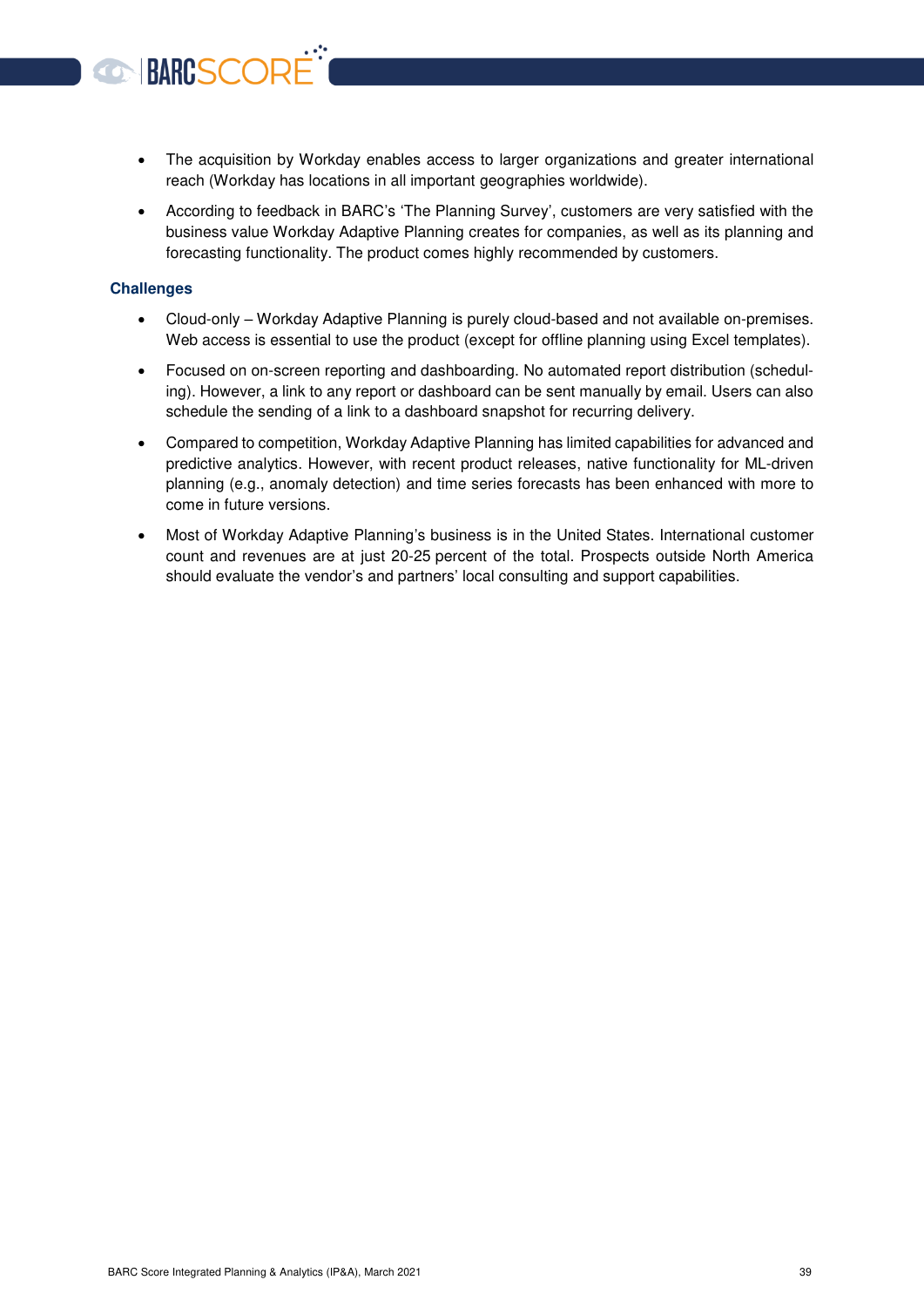- The acquisition by Workday enables access to larger organizations and greater international reach (Workday has locations in all important geographies worldwide).
- According to feedback in BARC's 'The Planning Survey', customers are very satisfied with the business value Workday Adaptive Planning creates for companies, as well as its planning and forecasting functionality. The product comes highly recommended by customers.

### Challenges

- Cloud-only – Workday Adaptive Planning is purely cloud-based and not available on-premises. Web access is essential to use the product (except for offline planning using Excel templates).
- Focused on on-screen reporting and dashboarding. No automated report distribution (scheduling). However, a link to any report or dashboard can be sent manually by email. Users can also schedule the sending of a link to a dashboard snapshot for recurring delivery.
- Compared to competition, Workday Adaptive Planning has limited capabilities for advanced and predictive analytics. However, with recent product releases, native functionality for ML-driven planning (e.g., anomaly detection) and time series forecasts has been enhanced with more to come in future versions.
- Most of Workday Adaptive Planning's business is in the United States. International customer count and revenues are at just 20-25 percent of the total. Prospects outside North America should evaluate the vendor's and partners' local consulting and support capabilities.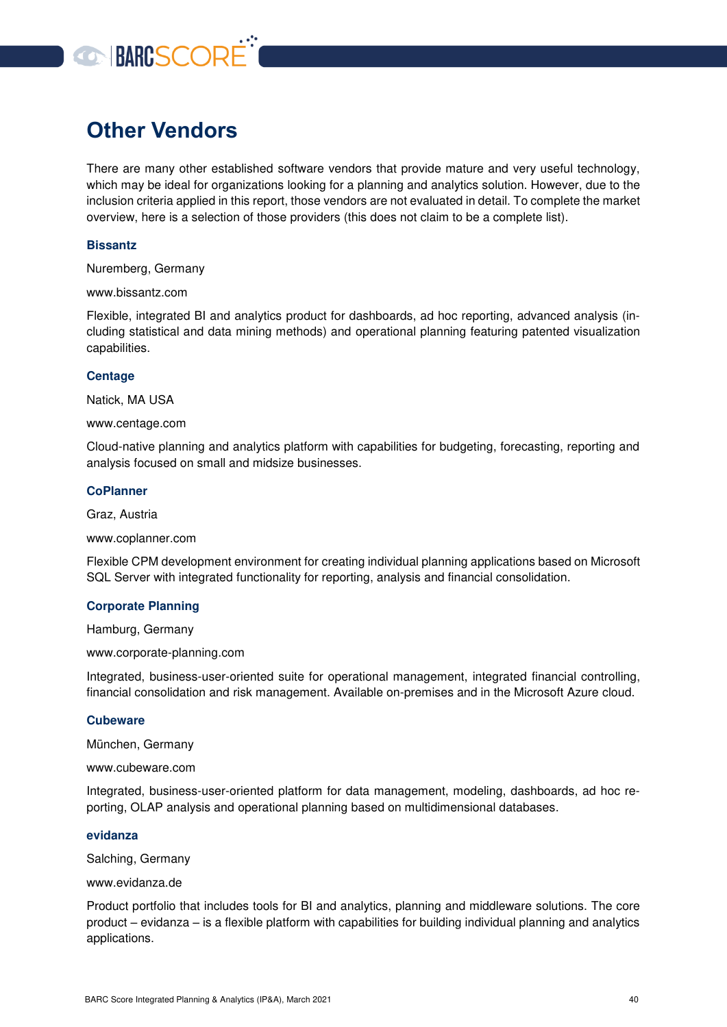# Other Vendors

There are many other established software vendors that provide mature and very useful technology, which may be ideal for organizations looking for a planning and analytics solution. However, due to the inclusion criteria applied in this report, those vendors are not evaluated in detail. To complete the market overview, here is a selection of those providers (this does not claim to be a complete list).

### Bissantz

Nuremberg, Germany

www.bissantz.com

Flexible, integrated BI and analytics product for dashboards, ad hoc reporting, advanced analysis (including statistical and data mining methods) and operational planning featuring patented visualization capabilities.

### Centage

Natick, MA USA

www.centage.com

Cloud-native planning and analytics platform with capabilities for budgeting, forecasting, reporting and analysis focused on small and midsize businesses.

### CoPlanner

Graz, Austria

www.coplanner.com

Flexible CPM development environment for creating individual planning applications based on Microsoft SQL Server with integrated functionality for reporting, analysis and financial consolidation.

### Corporate Planning

Hamburg, Germany

www.corporate-planning.com

Integrated, business-user-oriented suite for operational management, integrated financial controlling, financial consolidation and risk management. Available on-premises and in the Microsoft Azure cloud.

### Cubeware

München, Germany

www.cubeware.com

Integrated, business-user-oriented platform for data management, modeling, dashboards, ad hoc reporting, OLAP analysis and operational planning based on multidimensional databases.

### evidanza

Salching, Germany

www.evidanza.de

Product portfolio that includes tools for BI and analytics, planning and middleware solutions. The core product – evidanza – is a flexible platform with capabilities for building individual planning and analytics applications.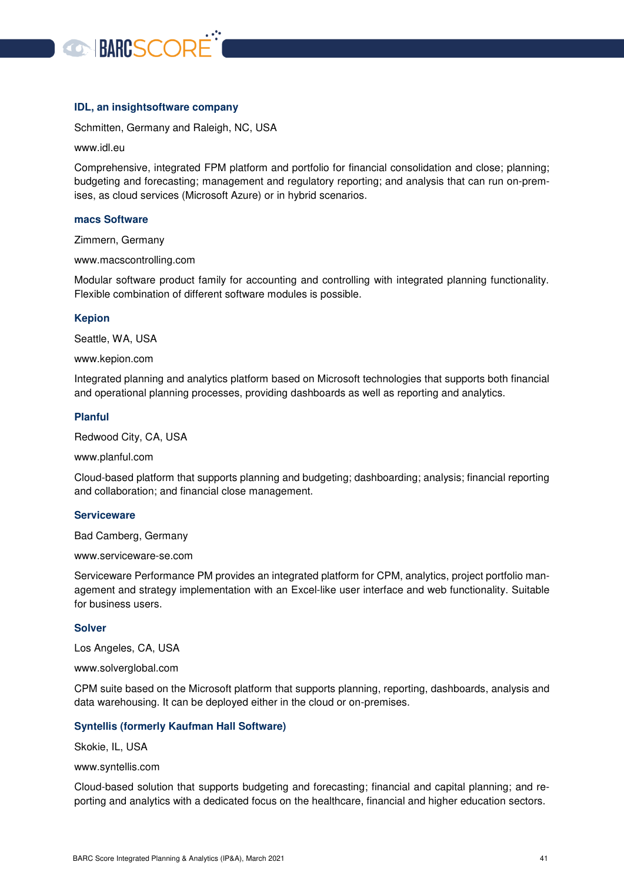### IDL, an insightsoftware company

Schmitten, Germany and Raleigh, NC, USA

www.idl.eu

Comprehensive, integrated FPM platform and portfolio for financial consolidation and close; planning; budgeting and forecasting; management and regulatory reporting; and analysis that can run on-premises, as cloud services (Microsoft Azure) or in hybrid scenarios.

### macs Software

Zimmern, Germany

www.macscontrolling.com

Modular software product family for accounting and controlling with integrated planning functionality. Flexible combination of different software modules is possible.

### Kepion

Seattle, WA, USA

www.kepion.com

Integrated planning and analytics platform based on Microsoft technologies that supports both financial and operational planning processes, providing dashboards as well as reporting and analytics.

### Planful

Redwood City, CA, USA

www.planful.com

Cloud-based platform that supports planning and budgeting; dashboarding; analysis; financial reporting and collaboration; and financial close management.

### Serviceware

Bad Camberg, Germany

www.serviceware-se.com

Serviceware Performance PM provides an integrated platform for CPM, analytics, project portfolio management and strategy implementation with an Excel-like user interface and web functionality. Suitable for business users.

### Solver

Los Angeles, CA, USA

www.solverglobal.com

CPM suite based on the Microsoft platform that supports planning, reporting, dashboards, analysis and data warehousing. It can be deployed either in the cloud or on-premises.

### Syntellis (formerly Kaufman Hall Software)

Skokie, IL, USA

www.syntellis.com

Cloud-based solution that supports budgeting and forecasting; financial and capital planning; and reporting and analytics with a dedicated focus on the healthcare, financial and higher education sectors.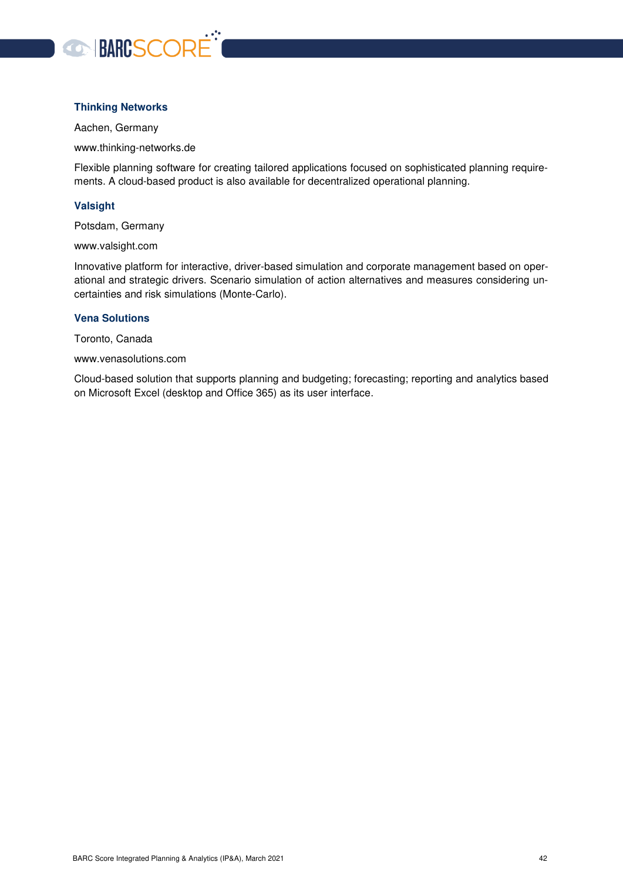### Thinking Networks

Aachen, Germany

www.thinking-networks.de

Flexible planning software for creating tailored applications focused on sophisticated planning requirements. A cloud-based product is also available for decentralized operational planning.

### Valsight

Potsdam, Germany

www.valsight.com

Innovative platform for interactive, driver-based simulation and corporate management based on operational and strategic drivers. Scenario simulation of action alternatives and measures considering uncertainties and risk simulations (Monte-Carlo).

### Vena Solutions

Toronto, Canada

www.venasolutions.com

Cloud-based solution that supports planning and budgeting; forecasting; reporting and analytics based on Microsoft Excel (desktop and Office 365) as its user interface.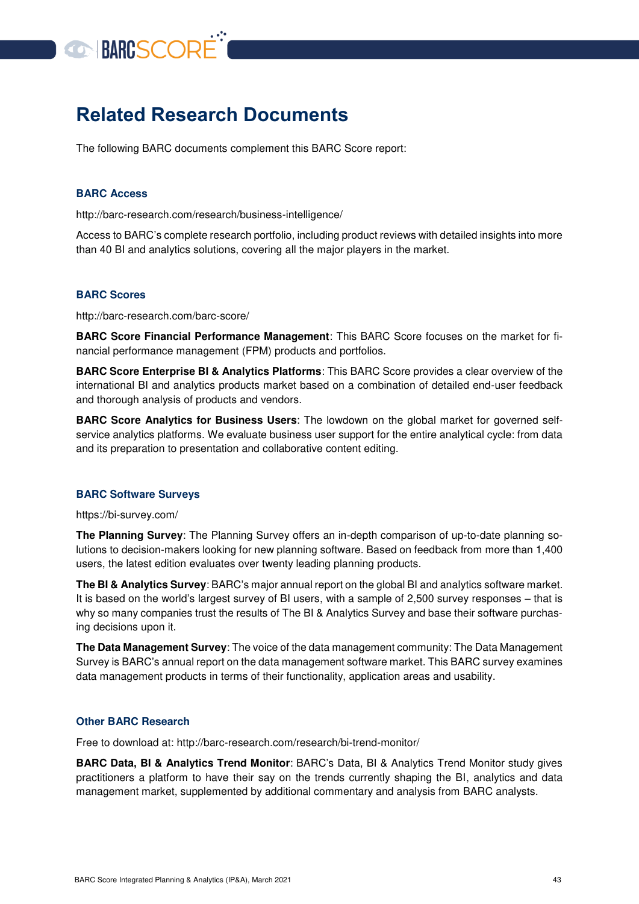# Related Research Documents

The following BARC documents complement this BARC Score report:

### BARC Access

http://barc-research.com/research/business-intelligence/

Access to BARC's complete research portfolio, including product reviews with detailed insights into more than 40 BI and analytics solutions, covering all the major players in the market.

### BARC Scores

http://barc-research.com/barc-score/

**BARC Score Financial Performance Management**: This BARC Score focuses on the market for financial performance management (FPM) products and portfolios.

**BARC Score Enterprise BI & Analytics Platforms**: This BARC Score provides a clear overview of the international BI and analytics products market based on a combination of detailed end-user feedback and thorough analysis of products and vendors.

**BARC Score Analytics for Business Users**: The lowdown on the global market for governed self-service analytics platforms. We evaluate business user support for the entire analytical cycle: from data and its preparation to presentation and collaborative content editing.

### BARC Software Surveys

https://bi-survey.com/

**The Planning Survey**: The Planning Survey offers an in-depth comparison of up-to-date planning solutions to decision-makers looking for new planning software. Based on feedback from more than 1,400 users, the latest edition evaluates over twenty leading planning products.

**The BI & Analytics Survey**: BARC's major annual report on the global BI and analytics software market. It is based on the world's largest survey of BI users, with a sample of 2,500 survey responses – that is why so many companies trust the results of The BI & Analytics Survey and base their software purchasing decisions upon it.

**The Data Management Survey**: The voice of the data management community: The Data Management Survey is BARC's annual report on the data management software market. This BARC survey examines data management products in terms of their functionality, application areas and usability.

### Other BARC Research

Free to download at: http://barc-research.com/research/bi-trend-monitor/

**BARC Data, BI & Analytics Trend Monitor**: BARC's Data, BI & Analytics Trend Monitor study gives practitioners a platform to have their say on the trends currently shaping the BI, analytics and data management market, supplemented by additional commentary and analysis from BARC analysts.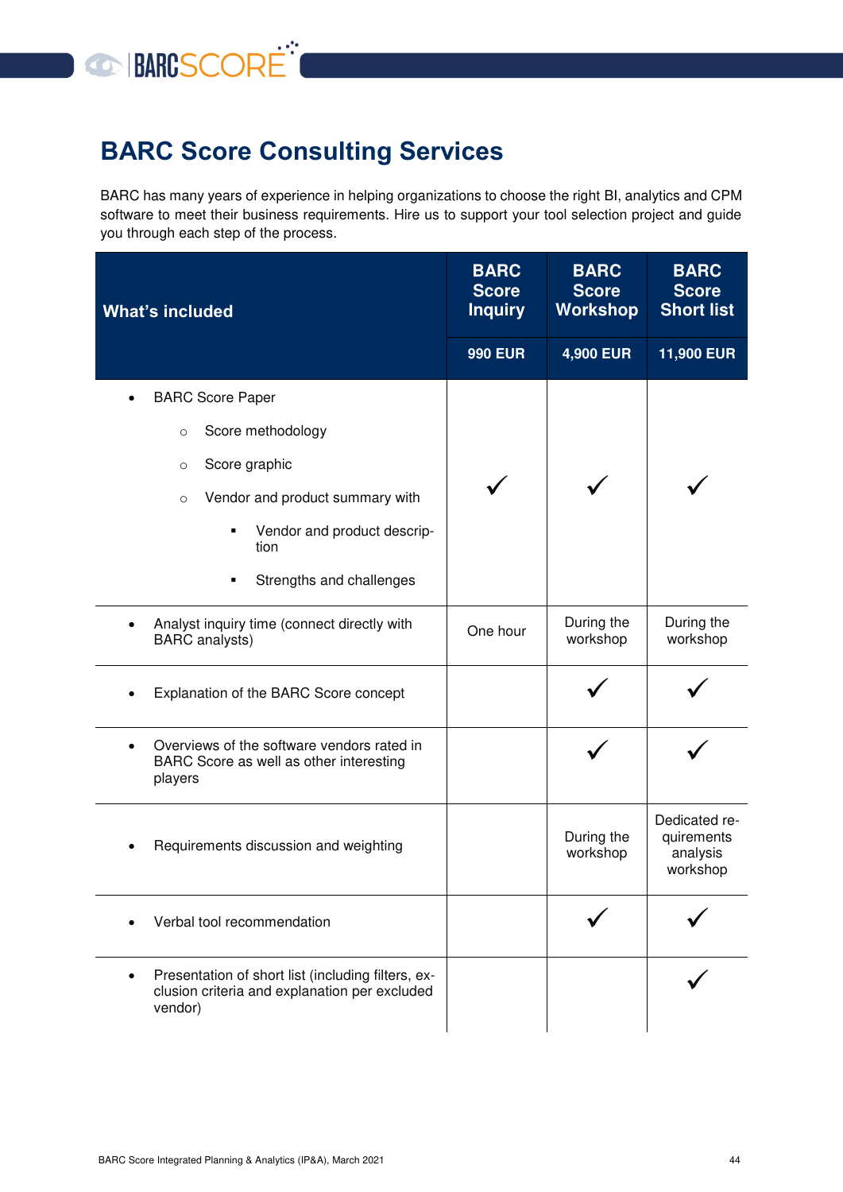# BARC Score Consulting Services

BARC has many years of experience in helping organizations to choose the right BI, analytics and CPM software to meet their business requirements. Hire us to support your tool selection project and guide you through each step of the process.

| What's included | BARC Score Inquiry | BARC Score Workshop | BARC Score Short list |
|---|---|---|---|
| | 990 EUR | 4,900 EUR | 11,900 EUR |
| • BARC Score Paper<br>  ○ Score methodology<br>  ○ Score graphic<br>  ○ Vendor and product summary with<br>    ▪ Vendor and product description<br>    ▪ Strengths and challenges | ✓ | ✓ | ✓ |
| • Analyst inquiry time (connect directly with BARC analysts) | One hour | During the workshop | During the workshop |
| • Explanation of the BARC Score concept | | ✓ | ✓ |
| • Overviews of the software vendors rated in BARC Score as well as other interesting players | | ✓ | ✓ |
| • Requirements discussion and weighting | | During the workshop | Dedicated requirements analysis workshop |
| • Verbal tool recommendation | | ✓ | ✓ |
| • Presentation of short list (including filters, exclusion criteria and explanation per excluded vendor) | | | ✓ |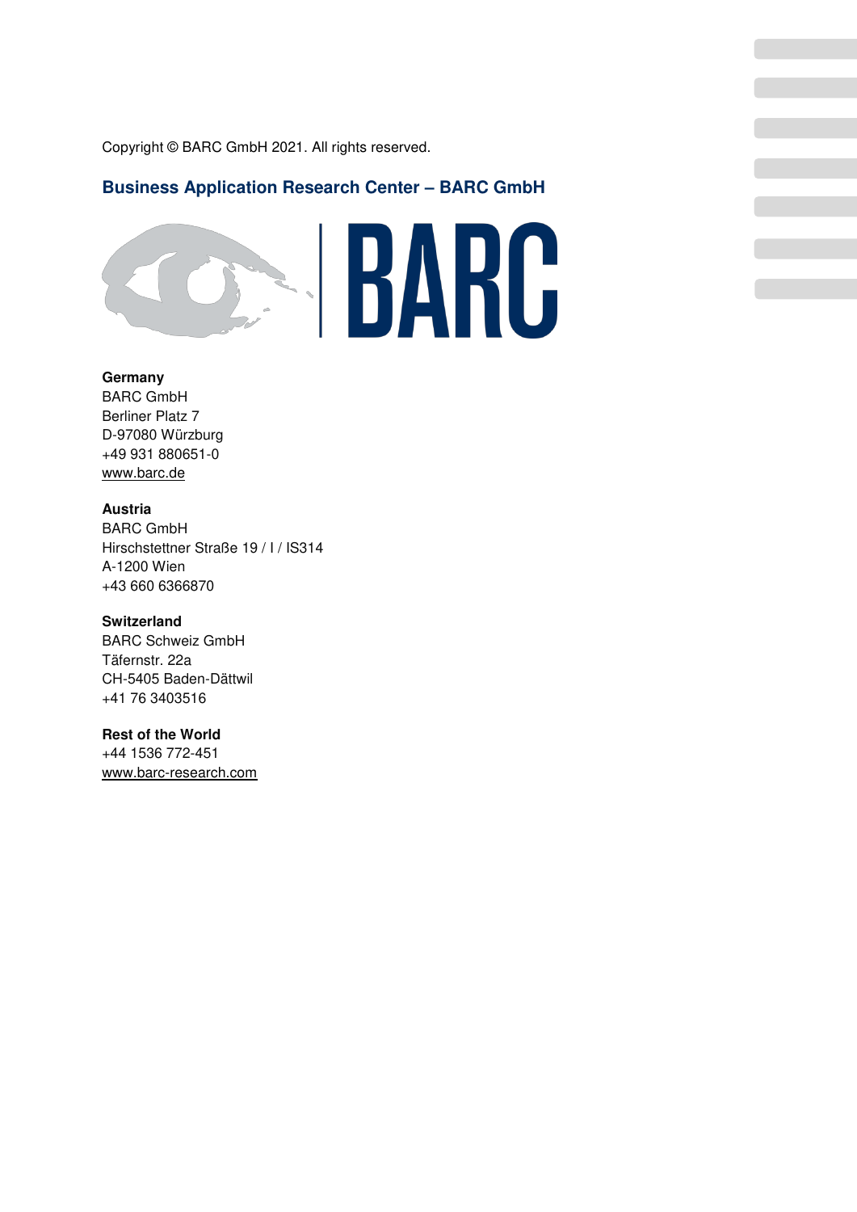Copyright © BARC GmbH 2021. All rights reserved.

## Business Application Research Center – BARC GmbH

**Germany**
BARC GmbH
Berliner Platz 7
D-97080 Würzburg
+49 931 880651-0
www.barc.de

**Austria**
BARC GmbH
Hirschstettner Straße 19 / I / IS314
A-1200 Wien
+43 660 6366870

**Switzerland**
BARC Schweiz GmbH
Täfernstr. 22a
CH-5405 Baden-Dättwil
+41 76 3403516

**Rest of the World**
+44 1536 772-451
www.barc-research.com